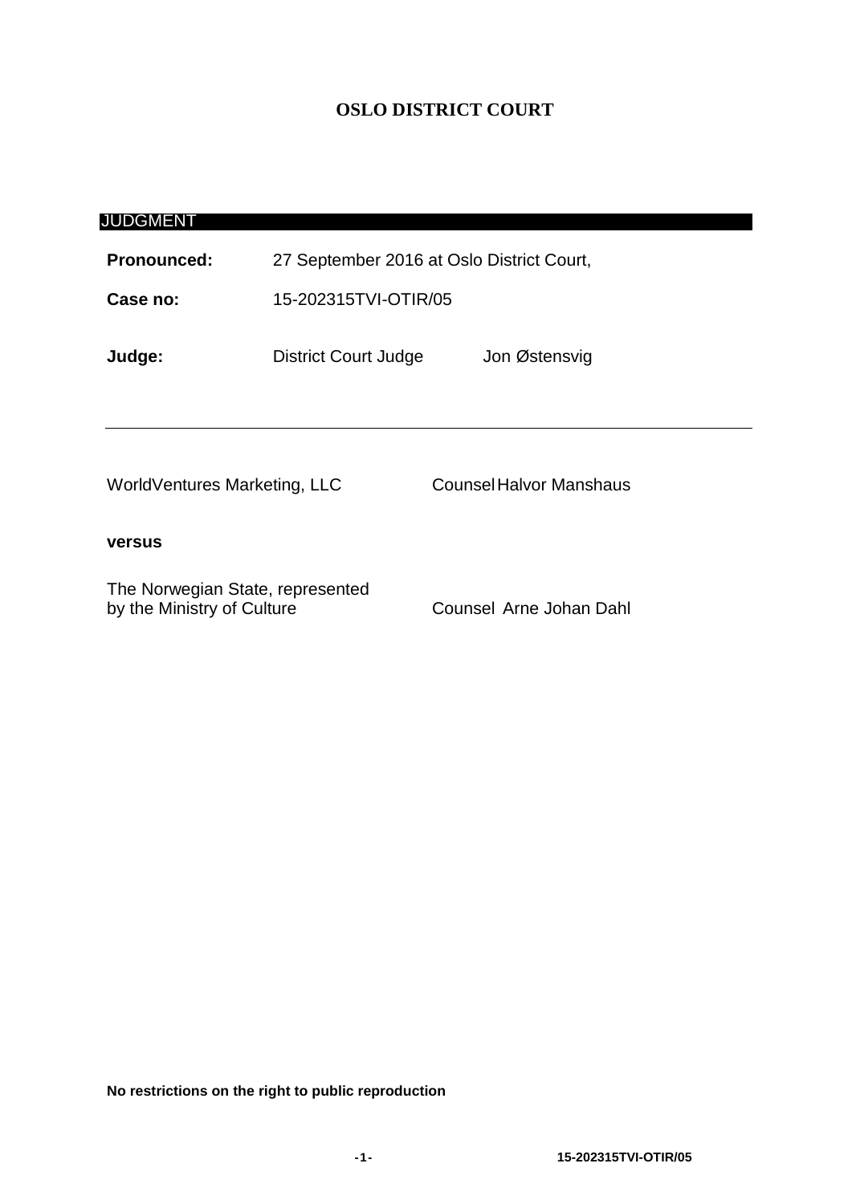# OSLO DISTRICT COURT

## JUDGMENT

| | | |
|---|---|---|
| **Pronounced:** | 27 September 2016 at Oslo District Court, | |
| **Case no:** | 15-202315TVI-OTIR/05 | |
| **Judge:** | District Court Judge | Jon Østensvig |

---

| | |
|---|---|
| WorldVentures Marketing, LLC | Counsel Halvor Manshaus |

**versus**

| | |
|---|---|
| The Norwegian State, represented by the Ministry of Culture | Counsel Arne Johan Dahl |

**No restrictions on the right to public reproduction**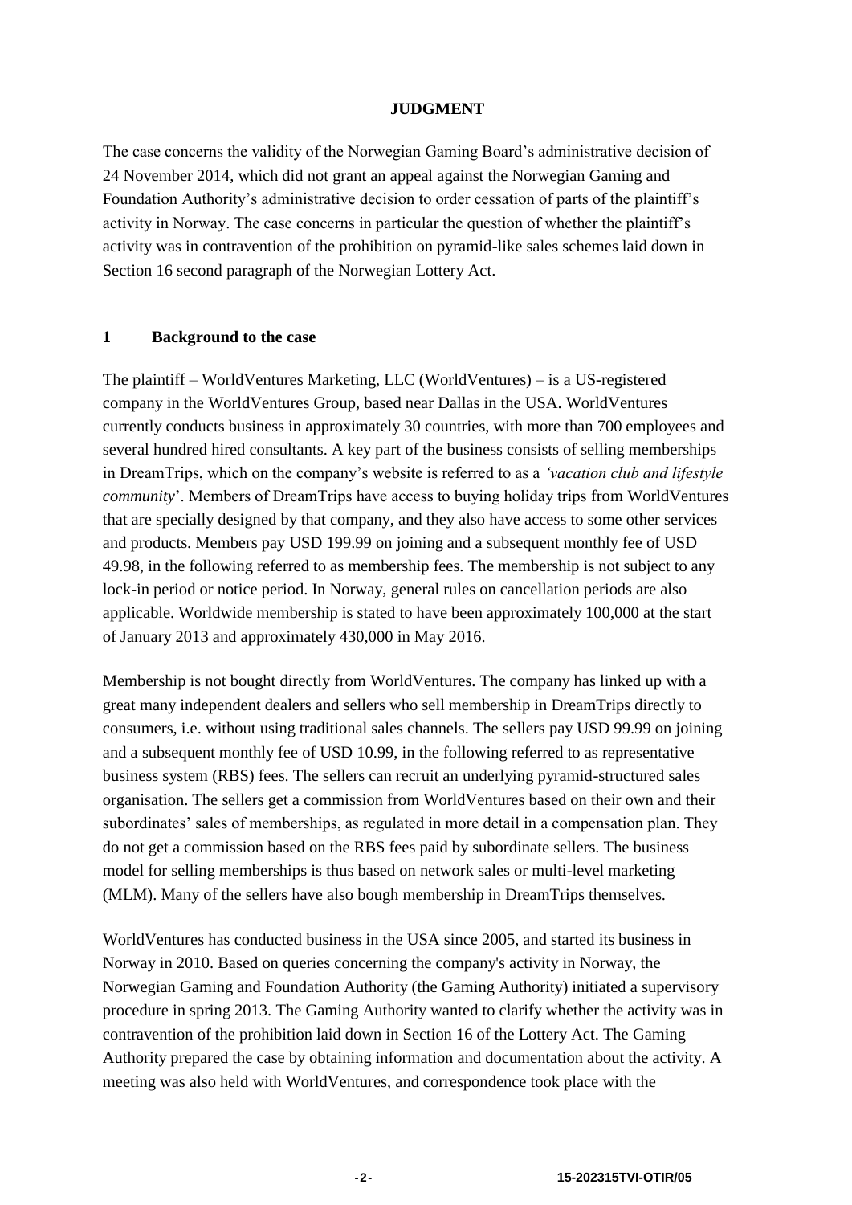**JUDGMENT**

The case concerns the validity of the Norwegian Gaming Board's administrative decision of 24 November 2014, which did not grant an appeal against the Norwegian Gaming and Foundation Authority's administrative decision to order cessation of parts of the plaintiff's activity in Norway. The case concerns in particular the question of whether the plaintiff's activity was in contravention of the prohibition on pyramid-like sales schemes laid down in Section 16 second paragraph of the Norwegian Lottery Act.

## 1 Background to the case

The plaintiff – WorldVentures Marketing, LLC (WorldVentures) – is a US-registered company in the WorldVentures Group, based near Dallas in the USA. WorldVentures currently conducts business in approximately 30 countries, with more than 700 employees and several hundred hired consultants. A key part of the business consists of selling memberships in DreamTrips, which on the company's website is referred to as a *'vacation club and lifestyle community*'. Members of DreamTrips have access to buying holiday trips from WorldVentures that are specially designed by that company, and they also have access to some other services and products. Members pay USD 199.99 on joining and a subsequent monthly fee of USD 49.98, in the following referred to as membership fees. The membership is not subject to any lock-in period or notice period. In Norway, general rules on cancellation periods are also applicable. Worldwide membership is stated to have been approximately 100,000 at the start of January 2013 and approximately 430,000 in May 2016.

Membership is not bought directly from WorldVentures. The company has linked up with a great many independent dealers and sellers who sell membership in DreamTrips directly to consumers, i.e. without using traditional sales channels. The sellers pay USD 99.99 on joining and a subsequent monthly fee of USD 10.99, in the following referred to as representative business system (RBS) fees. The sellers can recruit an underlying pyramid-structured sales organisation. The sellers get a commission from WorldVentures based on their own and their subordinates' sales of memberships, as regulated in more detail in a compensation plan. They do not get a commission based on the RBS fees paid by subordinate sellers. The business model for selling memberships is thus based on network sales or multi-level marketing (MLM). Many of the sellers have also bough membership in DreamTrips themselves.

WorldVentures has conducted business in the USA since 2005, and started its business in Norway in 2010. Based on queries concerning the company's activity in Norway, the Norwegian Gaming and Foundation Authority (the Gaming Authority) initiated a supervisory procedure in spring 2013. The Gaming Authority wanted to clarify whether the activity was in contravention of the prohibition laid down in Section 16 of the Lottery Act. The Gaming Authority prepared the case by obtaining information and documentation about the activity. A meeting was also held with WorldVentures, and correspondence took place with the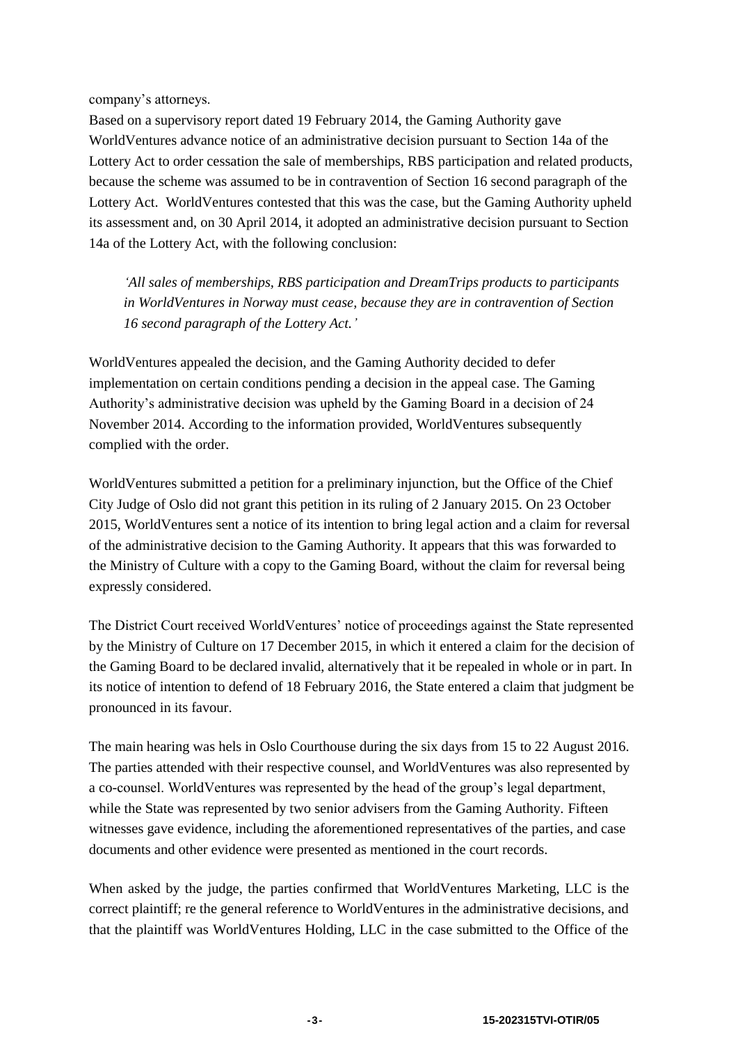company's attorneys.

Based on a supervisory report dated 19 February 2014, the Gaming Authority gave WorldVentures advance notice of an administrative decision pursuant to Section 14a of the Lottery Act to order cessation the sale of memberships, RBS participation and related products, because the scheme was assumed to be in contravention of Section 16 second paragraph of the Lottery Act. WorldVentures contested that this was the case, but the Gaming Authority upheld its assessment and, on 30 April 2014, it adopted an administrative decision pursuant to Section 14a of the Lottery Act, with the following conclusion:

> *'All sales of memberships, RBS participation and DreamTrips products to participants in WorldVentures in Norway must cease, because they are in contravention of Section 16 second paragraph of the Lottery Act.'*

WorldVentures appealed the decision, and the Gaming Authority decided to defer implementation on certain conditions pending a decision in the appeal case. The Gaming Authority's administrative decision was upheld by the Gaming Board in a decision of 24 November 2014. According to the information provided, WorldVentures subsequently complied with the order.

WorldVentures submitted a petition for a preliminary injunction, but the Office of the Chief City Judge of Oslo did not grant this petition in its ruling of 2 January 2015. On 23 October 2015, WorldVentures sent a notice of its intention to bring legal action and a claim for reversal of the administrative decision to the Gaming Authority. It appears that this was forwarded to the Ministry of Culture with a copy to the Gaming Board, without the claim for reversal being expressly considered.

The District Court received WorldVentures' notice of proceedings against the State represented by the Ministry of Culture on 17 December 2015, in which it entered a claim for the decision of the Gaming Board to be declared invalid, alternatively that it be repealed in whole or in part. In its notice of intention to defend of 18 February 2016, the State entered a claim that judgment be pronounced in its favour.

The main hearing was hels in Oslo Courthouse during the six days from 15 to 22 August 2016. The parties attended with their respective counsel, and WorldVentures was also represented by a co-counsel. WorldVentures was represented by the head of the group's legal department, while the State was represented by two senior advisers from the Gaming Authority. Fifteen witnesses gave evidence, including the aforementioned representatives of the parties, and case documents and other evidence were presented as mentioned in the court records.

When asked by the judge, the parties confirmed that WorldVentures Marketing, LLC is the correct plaintiff; re the general reference to WorldVentures in the administrative decisions, and that the plaintiff was WorldVentures Holding, LLC in the case submitted to the Office of the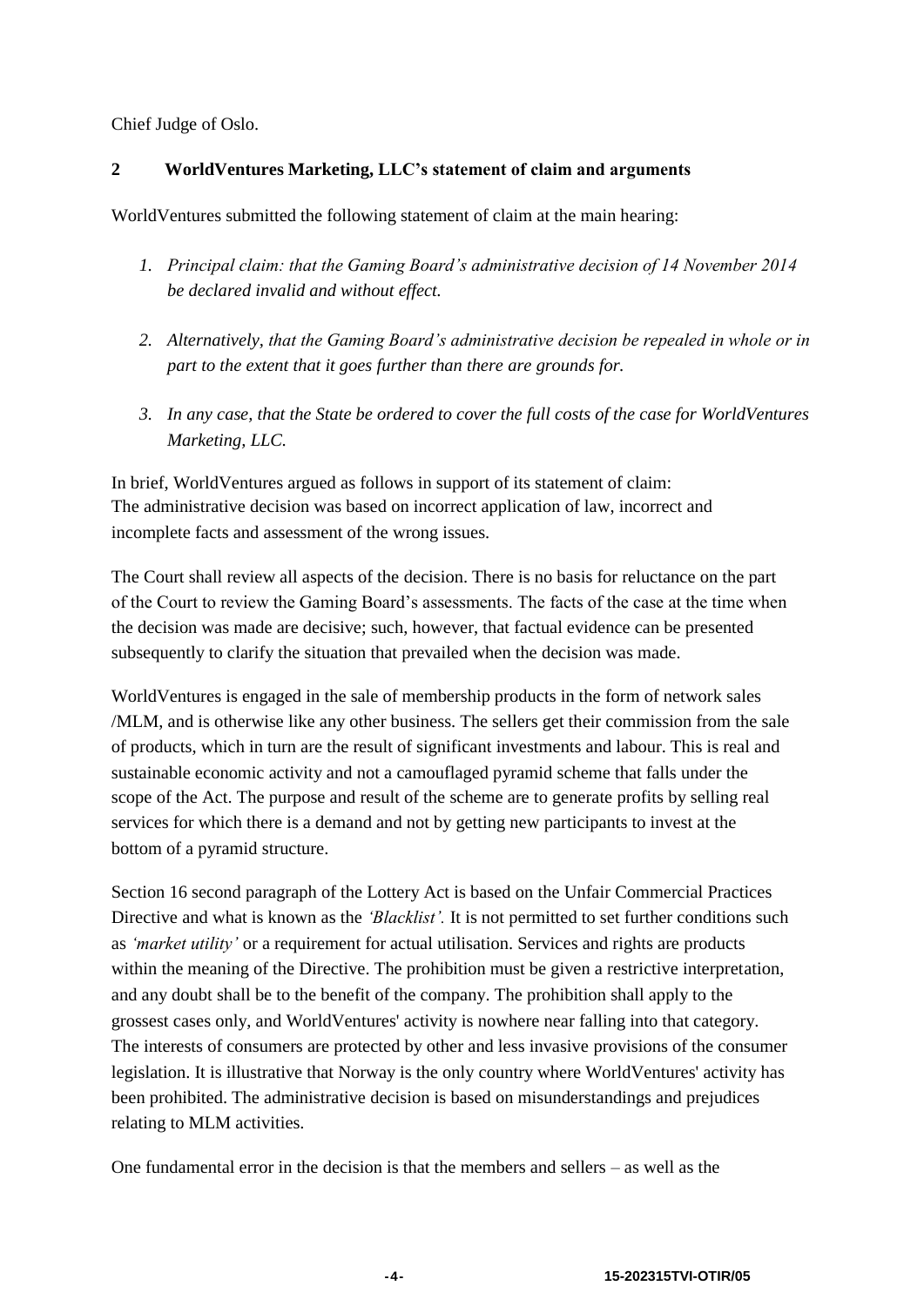Chief Judge of Oslo.

## 2 WorldVentures Marketing, LLC's statement of claim and arguments

WorldVentures submitted the following statement of claim at the main hearing:

1. *Principal claim: that the Gaming Board's administrative decision of 14 November 2014 be declared invalid and without effect.*

2. *Alternatively, that the Gaming Board's administrative decision be repealed in whole or in part to the extent that it goes further than there are grounds for.*

3. *In any case, that the State be ordered to cover the full costs of the case for WorldVentures Marketing, LLC.*

In brief, WorldVentures argued as follows in support of its statement of claim:
The administrative decision was based on incorrect application of law, incorrect and incomplete facts and assessment of the wrong issues.

The Court shall review all aspects of the decision. There is no basis for reluctance on the part of the Court to review the Gaming Board's assessments. The facts of the case at the time when the decision was made are decisive; such, however, that factual evidence can be presented subsequently to clarify the situation that prevailed when the decision was made.

WorldVentures is engaged in the sale of membership products in the form of network sales /MLM, and is otherwise like any other business. The sellers get their commission from the sale of products, which in turn are the result of significant investments and labour. This is real and sustainable economic activity and not a camouflaged pyramid scheme that falls under the scope of the Act. The purpose and result of the scheme are to generate profits by selling real services for which there is a demand and not by getting new participants to invest at the bottom of a pyramid structure.

Section 16 second paragraph of the Lottery Act is based on the Unfair Commercial Practices Directive and what is known as the *'Blacklist'.* It is not permitted to set further conditions such as *'market utility'* or a requirement for actual utilisation. Services and rights are products within the meaning of the Directive. The prohibition must be given a restrictive interpretation, and any doubt shall be to the benefit of the company. The prohibition shall apply to the grossest cases only, and WorldVentures' activity is nowhere near falling into that category. The interests of consumers are protected by other and less invasive provisions of the consumer legislation. It is illustrative that Norway is the only country where WorldVentures' activity has been prohibited. The administrative decision is based on misunderstandings and prejudices relating to MLM activities.

One fundamental error in the decision is that the members and sellers – as well as the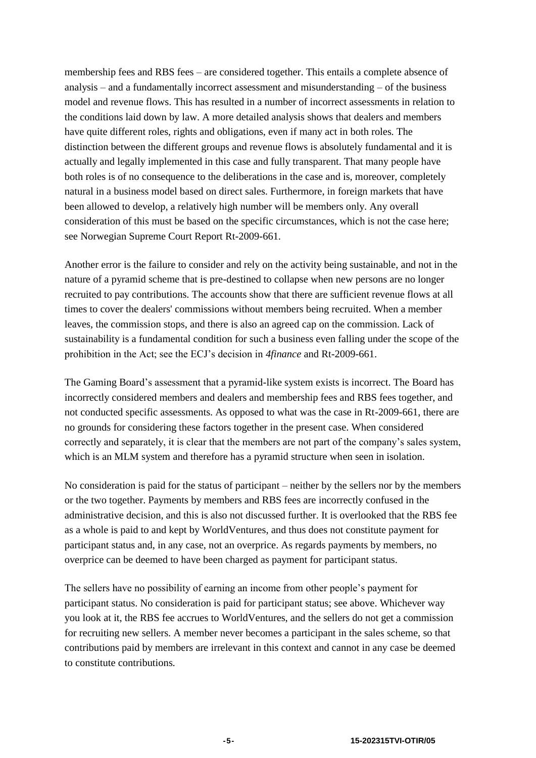membership fees and RBS fees – are considered together. This entails a complete absence of analysis – and a fundamentally incorrect assessment and misunderstanding – of the business model and revenue flows. This has resulted in a number of incorrect assessments in relation to the conditions laid down by law. A more detailed analysis shows that dealers and members have quite different roles, rights and obligations, even if many act in both roles. The distinction between the different groups and revenue flows is absolutely fundamental and it is actually and legally implemented in this case and fully transparent. That many people have both roles is of no consequence to the deliberations in the case and is, moreover, completely natural in a business model based on direct sales. Furthermore, in foreign markets that have been allowed to develop, a relatively high number will be members only. Any overall consideration of this must be based on the specific circumstances, which is not the case here; see Norwegian Supreme Court Report Rt-2009-661.

Another error is the failure to consider and rely on the activity being sustainable, and not in the nature of a pyramid scheme that is pre-destined to collapse when new persons are no longer recruited to pay contributions. The accounts show that there are sufficient revenue flows at all times to cover the dealers' commissions without members being recruited. When a member leaves, the commission stops, and there is also an agreed cap on the commission. Lack of sustainability is a fundamental condition for such a business even falling under the scope of the prohibition in the Act; see the ECJ's decision in *4finance* and Rt-2009-661.

The Gaming Board's assessment that a pyramid-like system exists is incorrect. The Board has incorrectly considered members and dealers and membership fees and RBS fees together, and not conducted specific assessments. As opposed to what was the case in Rt-2009-661, there are no grounds for considering these factors together in the present case. When considered correctly and separately, it is clear that the members are not part of the company's sales system, which is an MLM system and therefore has a pyramid structure when seen in isolation.

No consideration is paid for the status of participant – neither by the sellers nor by the members or the two together. Payments by members and RBS fees are incorrectly confused in the administrative decision, and this is also not discussed further. It is overlooked that the RBS fee as a whole is paid to and kept by WorldVentures, and thus does not constitute payment for participant status and, in any case, not an overprice. As regards payments by members, no overprice can be deemed to have been charged as payment for participant status.

The sellers have no possibility of earning an income from other people's payment for participant status. No consideration is paid for participant status; see above. Whichever way you look at it, the RBS fee accrues to WorldVentures, and the sellers do not get a commission for recruiting new sellers. A member never becomes a participant in the sales scheme, so that contributions paid by members are irrelevant in this context and cannot in any case be deemed to constitute contributions.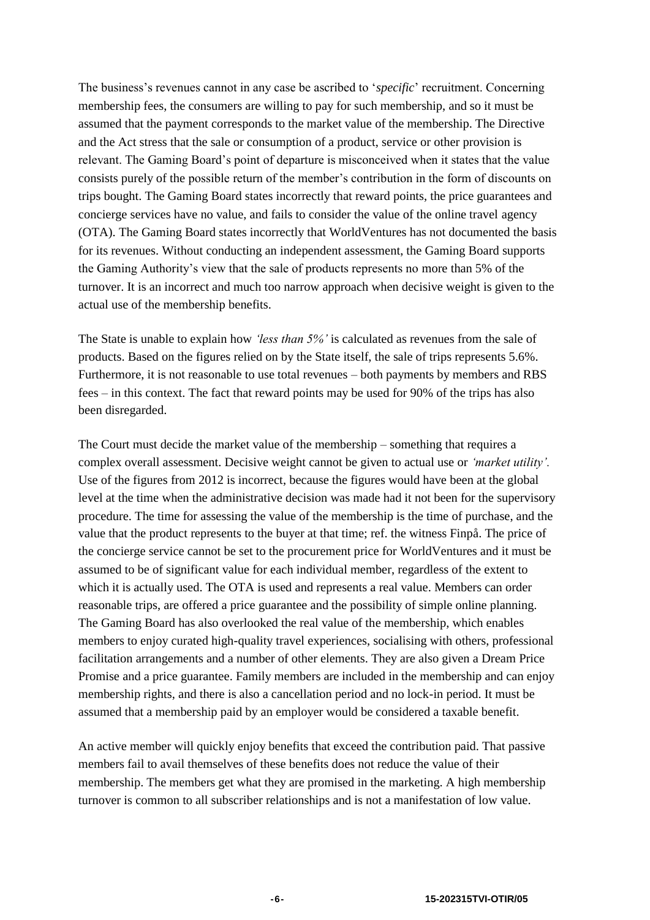The business's revenues cannot in any case be ascribed to '*specific*' recruitment. Concerning membership fees, the consumers are willing to pay for such membership, and so it must be assumed that the payment corresponds to the market value of the membership. The Directive and the Act stress that the sale or consumption of a product, service or other provision is relevant. The Gaming Board's point of departure is misconceived when it states that the value consists purely of the possible return of the member's contribution in the form of discounts on trips bought. The Gaming Board states incorrectly that reward points, the price guarantees and concierge services have no value, and fails to consider the value of the online travel agency (OTA). The Gaming Board states incorrectly that WorldVentures has not documented the basis for its revenues. Without conducting an independent assessment, the Gaming Board supports the Gaming Authority's view that the sale of products represents no more than 5% of the turnover. It is an incorrect and much too narrow approach when decisive weight is given to the actual use of the membership benefits.

The State is unable to explain how *'less than 5%'* is calculated as revenues from the sale of products. Based on the figures relied on by the State itself, the sale of trips represents 5.6%. Furthermore, it is not reasonable to use total revenues – both payments by members and RBS fees – in this context. The fact that reward points may be used for 90% of the trips has also been disregarded.

The Court must decide the market value of the membership – something that requires a complex overall assessment. Decisive weight cannot be given to actual use or *'market utility'.* Use of the figures from 2012 is incorrect, because the figures would have been at the global level at the time when the administrative decision was made had it not been for the supervisory procedure. The time for assessing the value of the membership is the time of purchase, and the value that the product represents to the buyer at that time; ref. the witness Finpå. The price of the concierge service cannot be set to the procurement price for WorldVentures and it must be assumed to be of significant value for each individual member, regardless of the extent to which it is actually used. The OTA is used and represents a real value. Members can order reasonable trips, are offered a price guarantee and the possibility of simple online planning. The Gaming Board has also overlooked the real value of the membership, which enables members to enjoy curated high-quality travel experiences, socialising with others, professional facilitation arrangements and a number of other elements. They are also given a Dream Price Promise and a price guarantee. Family members are included in the membership and can enjoy membership rights, and there is also a cancellation period and no lock-in period. It must be assumed that a membership paid by an employer would be considered a taxable benefit.

An active member will quickly enjoy benefits that exceed the contribution paid. That passive members fail to avail themselves of these benefits does not reduce the value of their membership. The members get what they are promised in the marketing. A high membership turnover is common to all subscriber relationships and is not a manifestation of low value.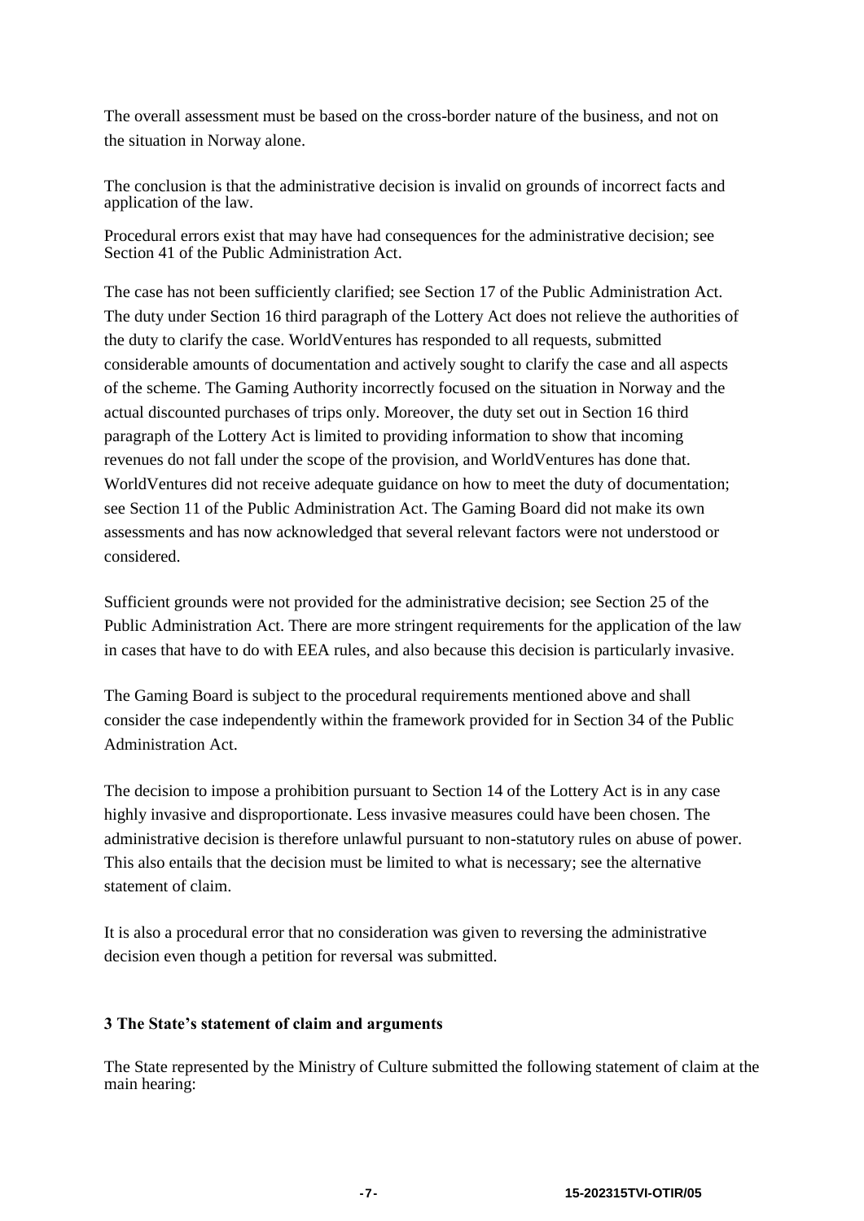The overall assessment must be based on the cross-border nature of the business, and not on the situation in Norway alone.

The conclusion is that the administrative decision is invalid on grounds of incorrect facts and application of the law.

Procedural errors exist that may have had consequences for the administrative decision; see Section 41 of the Public Administration Act.

The case has not been sufficiently clarified; see Section 17 of the Public Administration Act. The duty under Section 16 third paragraph of the Lottery Act does not relieve the authorities of the duty to clarify the case. WorldVentures has responded to all requests, submitted considerable amounts of documentation and actively sought to clarify the case and all aspects of the scheme. The Gaming Authority incorrectly focused on the situation in Norway and the actual discounted purchases of trips only. Moreover, the duty set out in Section 16 third paragraph of the Lottery Act is limited to providing information to show that incoming revenues do not fall under the scope of the provision, and WorldVentures has done that. WorldVentures did not receive adequate guidance on how to meet the duty of documentation; see Section 11 of the Public Administration Act. The Gaming Board did not make its own assessments and has now acknowledged that several relevant factors were not understood or considered.

Sufficient grounds were not provided for the administrative decision; see Section 25 of the Public Administration Act. There are more stringent requirements for the application of the law in cases that have to do with EEA rules, and also because this decision is particularly invasive.

The Gaming Board is subject to the procedural requirements mentioned above and shall consider the case independently within the framework provided for in Section 34 of the Public Administration Act.

The decision to impose a prohibition pursuant to Section 14 of the Lottery Act is in any case highly invasive and disproportionate. Less invasive measures could have been chosen. The administrative decision is therefore unlawful pursuant to non-statutory rules on abuse of power. This also entails that the decision must be limited to what is necessary; see the alternative statement of claim.

It is also a procedural error that no consideration was given to reversing the administrative decision even though a petition for reversal was submitted.

### 3 The State's statement of claim and arguments

The State represented by the Ministry of Culture submitted the following statement of claim at the main hearing: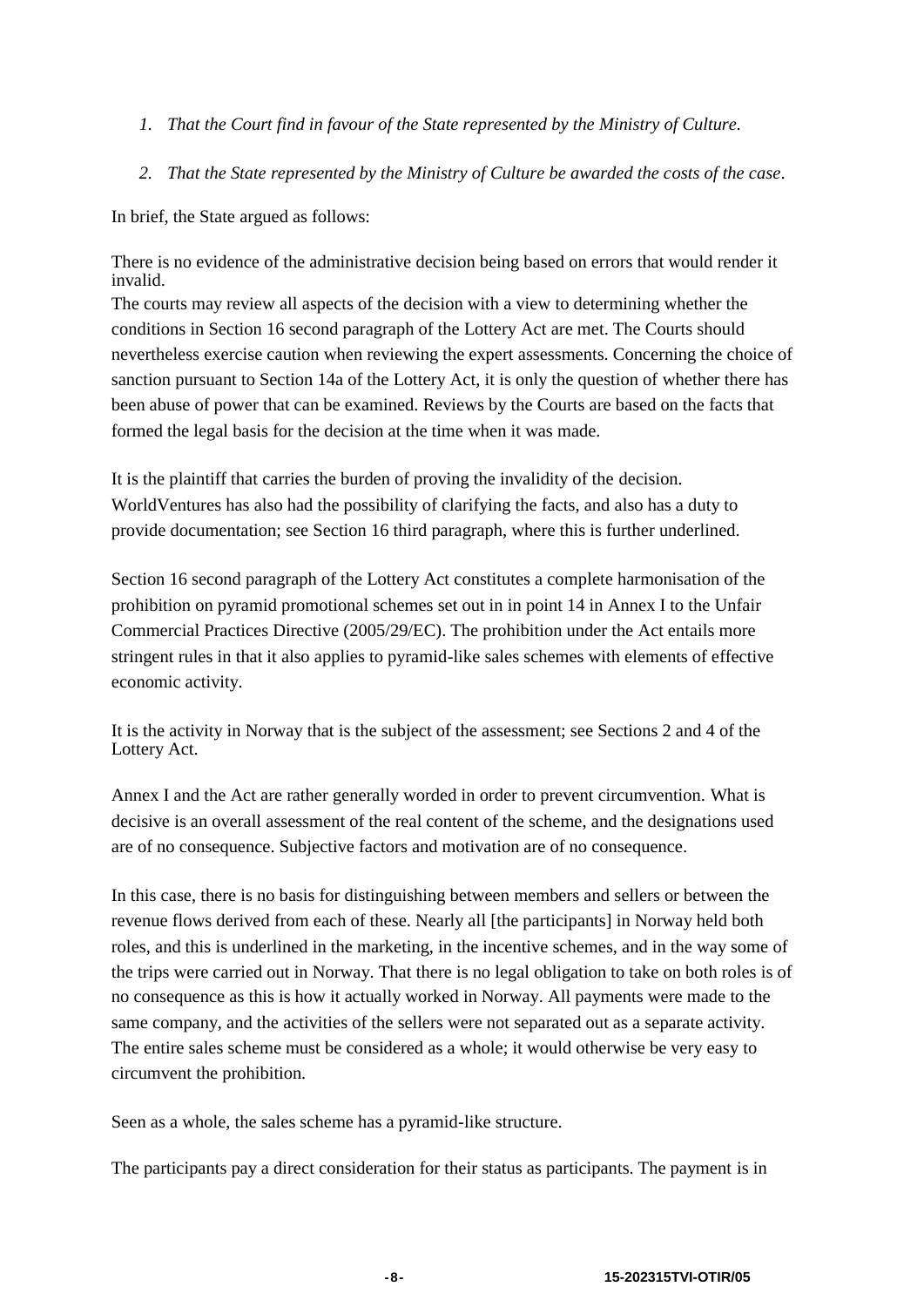1. *That the Court find in favour of the State represented by the Ministry of Culture.*

2. *That the State represented by the Ministry of Culture be awarded the costs of the case*.

In brief, the State argued as follows:

There is no evidence of the administrative decision being based on errors that would render it invalid.
The courts may review all aspects of the decision with a view to determining whether the conditions in Section 16 second paragraph of the Lottery Act are met. The Courts should nevertheless exercise caution when reviewing the expert assessments. Concerning the choice of sanction pursuant to Section 14a of the Lottery Act, it is only the question of whether there has been abuse of power that can be examined. Reviews by the Courts are based on the facts that formed the legal basis for the decision at the time when it was made.

It is the plaintiff that carries the burden of proving the invalidity of the decision. WorldVentures has also had the possibility of clarifying the facts, and also has a duty to provide documentation; see Section 16 third paragraph, where this is further underlined.

Section 16 second paragraph of the Lottery Act constitutes a complete harmonisation of the prohibition on pyramid promotional schemes set out in in point 14 in Annex I to the Unfair Commercial Practices Directive (2005/29/EC). The prohibition under the Act entails more stringent rules in that it also applies to pyramid-like sales schemes with elements of effective economic activity.

It is the activity in Norway that is the subject of the assessment; see Sections 2 and 4 of the Lottery Act.

Annex I and the Act are rather generally worded in order to prevent circumvention. What is decisive is an overall assessment of the real content of the scheme, and the designations used are of no consequence. Subjective factors and motivation are of no consequence.

In this case, there is no basis for distinguishing between members and sellers or between the revenue flows derived from each of these. Nearly all [the participants] in Norway held both roles, and this is underlined in the marketing, in the incentive schemes, and in the way some of the trips were carried out in Norway. That there is no legal obligation to take on both roles is of no consequence as this is how it actually worked in Norway. All payments were made to the same company, and the activities of the sellers were not separated out as a separate activity. The entire sales scheme must be considered as a whole; it would otherwise be very easy to circumvent the prohibition.

Seen as a whole, the sales scheme has a pyramid-like structure.

The participants pay a direct consideration for their status as participants. The payment is in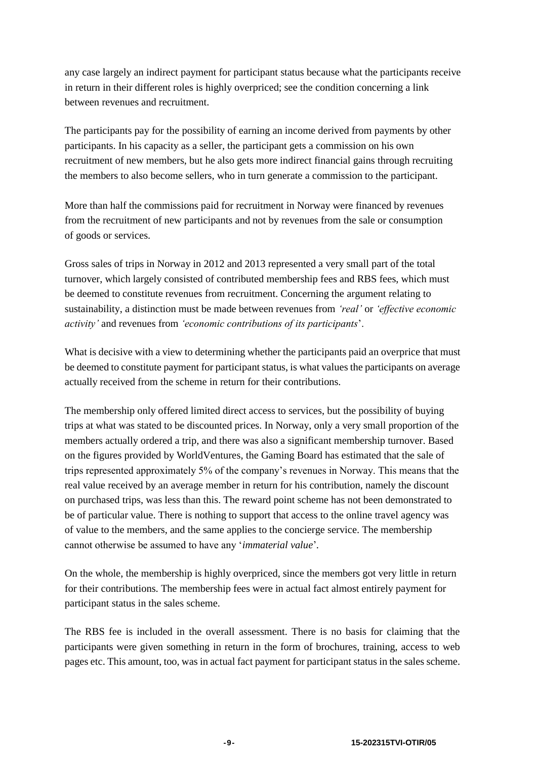any case largely an indirect payment for participant status because what the participants receive in return in their different roles is highly overpriced; see the condition concerning a link between revenues and recruitment.

The participants pay for the possibility of earning an income derived from payments by other participants. In his capacity as a seller, the participant gets a commission on his own recruitment of new members, but he also gets more indirect financial gains through recruiting the members to also become sellers, who in turn generate a commission to the participant.

More than half the commissions paid for recruitment in Norway were financed by revenues from the recruitment of new participants and not by revenues from the sale or consumption of goods or services.

Gross sales of trips in Norway in 2012 and 2013 represented a very small part of the total turnover, which largely consisted of contributed membership fees and RBS fees, which must be deemed to constitute revenues from recruitment. Concerning the argument relating to sustainability, a distinction must be made between revenues from *'real'* or *'effective economic activity'* and revenues from *'economic contributions of its participants*'.

What is decisive with a view to determining whether the participants paid an overprice that must be deemed to constitute payment for participant status, is what values the participants on average actually received from the scheme in return for their contributions.

The membership only offered limited direct access to services, but the possibility of buying trips at what was stated to be discounted prices. In Norway, only a very small proportion of the members actually ordered a trip, and there was also a significant membership turnover. Based on the figures provided by WorldVentures, the Gaming Board has estimated that the sale of trips represented approximately 5% of the company's revenues in Norway. This means that the real value received by an average member in return for his contribution, namely the discount on purchased trips, was less than this. The reward point scheme has not been demonstrated to be of particular value. There is nothing to support that access to the online travel agency was of value to the members, and the same applies to the concierge service. The membership cannot otherwise be assumed to have any '*immaterial value*'.

On the whole, the membership is highly overpriced, since the members got very little in return for their contributions. The membership fees were in actual fact almost entirely payment for participant status in the sales scheme.

The RBS fee is included in the overall assessment. There is no basis for claiming that the participants were given something in return in the form of brochures, training, access to web pages etc. This amount, too, was in actual fact payment for participant status in the sales scheme.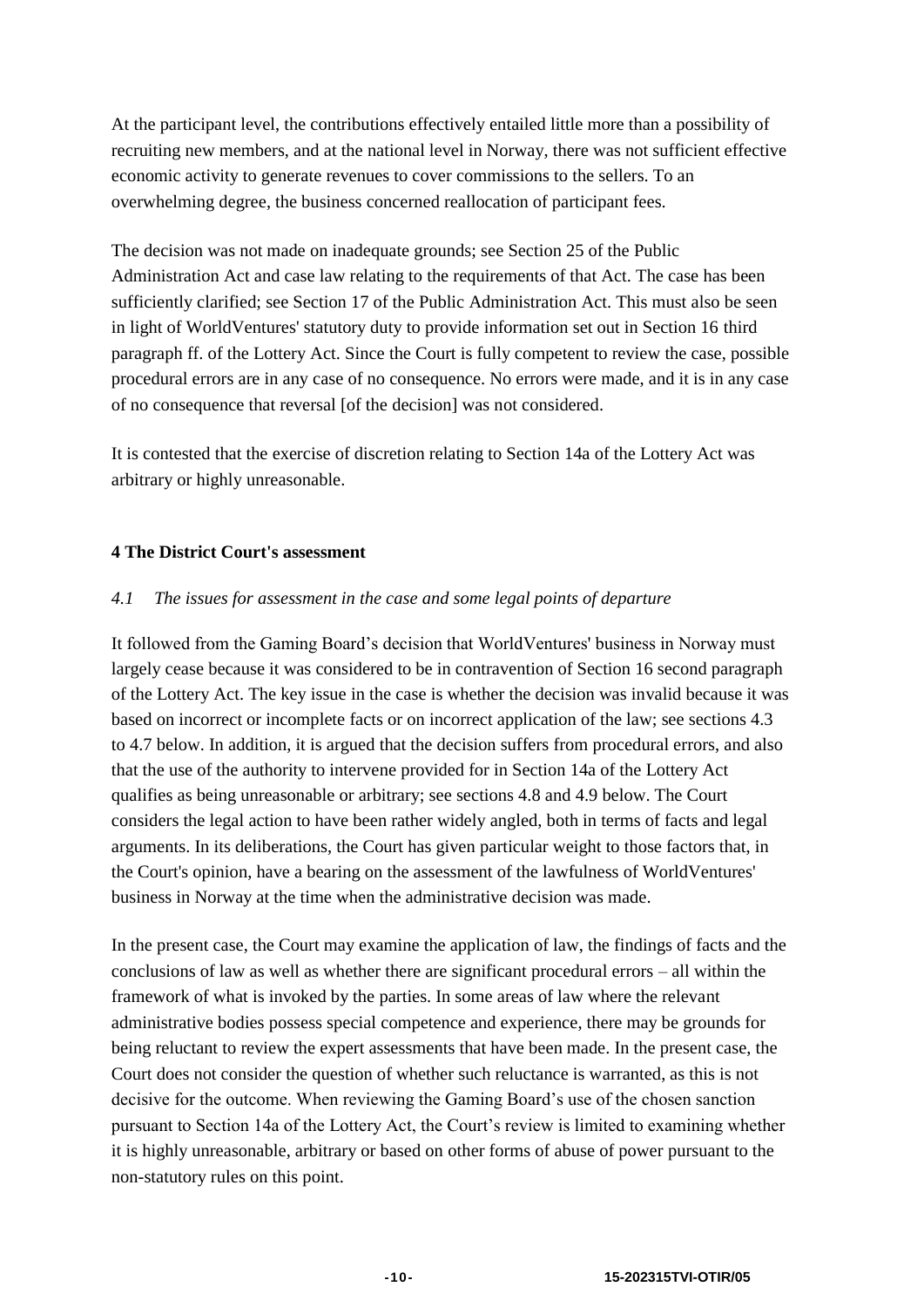At the participant level, the contributions effectively entailed little more than a possibility of recruiting new members, and at the national level in Norway, there was not sufficient effective economic activity to generate revenues to cover commissions to the sellers. To an overwhelming degree, the business concerned reallocation of participant fees.

The decision was not made on inadequate grounds; see Section 25 of the Public Administration Act and case law relating to the requirements of that Act. The case has been sufficiently clarified; see Section 17 of the Public Administration Act. This must also be seen in light of WorldVentures' statutory duty to provide information set out in Section 16 third paragraph ff. of the Lottery Act. Since the Court is fully competent to review the case, possible procedural errors are in any case of no consequence. No errors were made, and it is in any case of no consequence that reversal [of the decision] was not considered.

It is contested that the exercise of discretion relating to Section 14a of the Lottery Act was arbitrary or highly unreasonable.

## 4 The District Court's assessment

### *4.1 The issues for assessment in the case and some legal points of departure*

It followed from the Gaming Board's decision that WorldVentures' business in Norway must largely cease because it was considered to be in contravention of Section 16 second paragraph of the Lottery Act. The key issue in the case is whether the decision was invalid because it was based on incorrect or incomplete facts or on incorrect application of the law; see sections 4.3 to 4.7 below. In addition, it is argued that the decision suffers from procedural errors, and also that the use of the authority to intervene provided for in Section 14a of the Lottery Act qualifies as being unreasonable or arbitrary; see sections 4.8 and 4.9 below. The Court considers the legal action to have been rather widely angled, both in terms of facts and legal arguments. In its deliberations, the Court has given particular weight to those factors that, in the Court's opinion, have a bearing on the assessment of the lawfulness of WorldVentures' business in Norway at the time when the administrative decision was made.

In the present case, the Court may examine the application of law, the findings of facts and the conclusions of law as well as whether there are significant procedural errors – all within the framework of what is invoked by the parties. In some areas of law where the relevant administrative bodies possess special competence and experience, there may be grounds for being reluctant to review the expert assessments that have been made. In the present case, the Court does not consider the question of whether such reluctance is warranted, as this is not decisive for the outcome. When reviewing the Gaming Board's use of the chosen sanction pursuant to Section 14a of the Lottery Act, the Court's review is limited to examining whether it is highly unreasonable, arbitrary or based on other forms of abuse of power pursuant to the non-statutory rules on this point.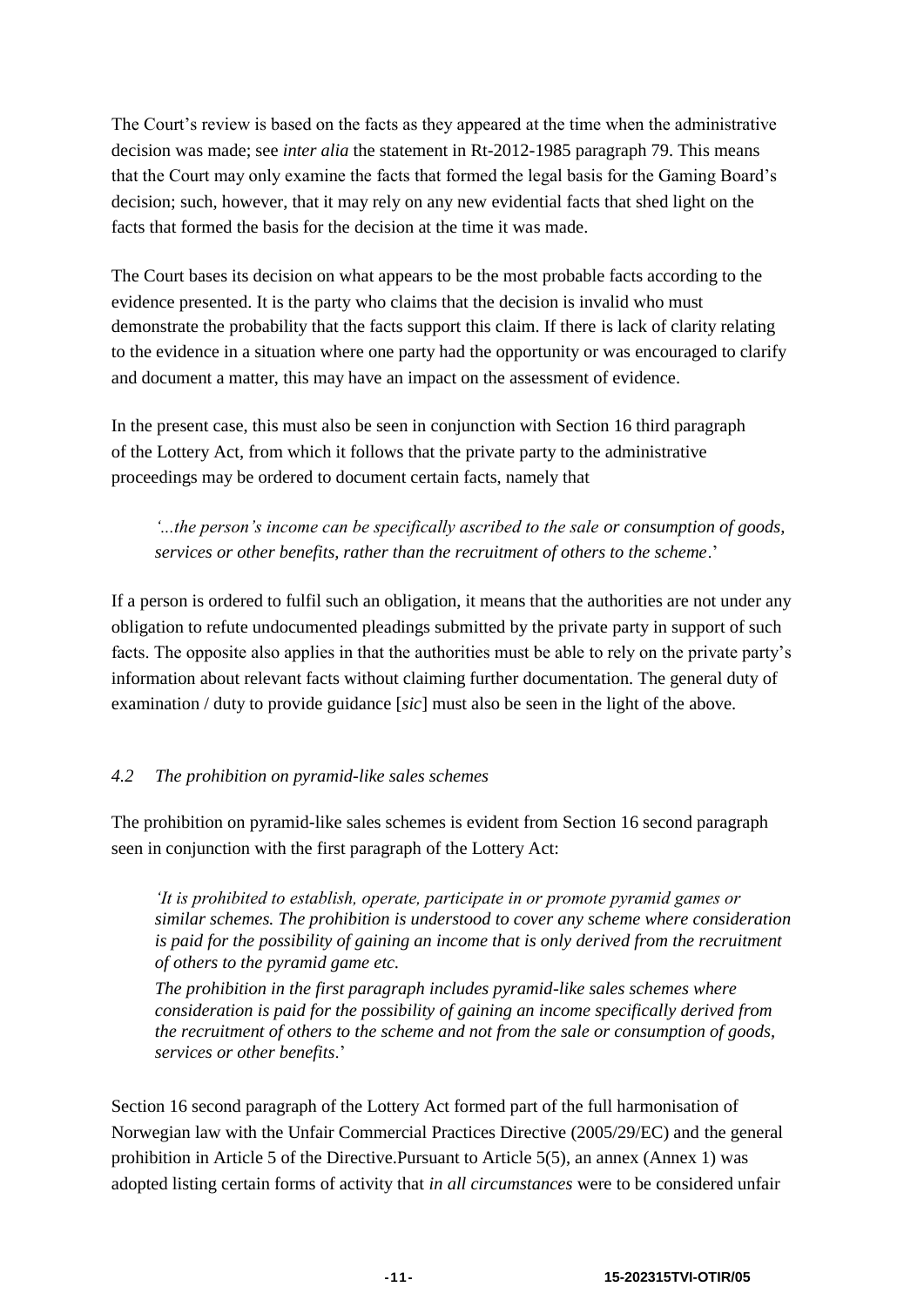The Court's review is based on the facts as they appeared at the time when the administrative decision was made; see *inter alia* the statement in Rt-2012-1985 paragraph 79. This means that the Court may only examine the facts that formed the legal basis for the Gaming Board's decision; such, however, that it may rely on any new evidential facts that shed light on the facts that formed the basis for the decision at the time it was made.

The Court bases its decision on what appears to be the most probable facts according to the evidence presented. It is the party who claims that the decision is invalid who must demonstrate the probability that the facts support this claim. If there is lack of clarity relating to the evidence in a situation where one party had the opportunity or was encouraged to clarify and document a matter, this may have an impact on the assessment of evidence.

In the present case, this must also be seen in conjunction with Section 16 third paragraph of the Lottery Act, from which it follows that the private party to the administrative proceedings may be ordered to document certain facts, namely that

> *'...the person's income can be specifically ascribed to the sale or consumption of goods, services or other benefits, rather than the recruitment of others to the scheme*.'

If a person is ordered to fulfil such an obligation, it means that the authorities are not under any obligation to refute undocumented pleadings submitted by the private party in support of such facts. The opposite also applies in that the authorities must be able to rely on the private party's information about relevant facts without claiming further documentation. The general duty of examination / duty to provide guidance [*sic*] must also be seen in the light of the above.

### *4.2 The prohibition on pyramid-like sales schemes*

The prohibition on pyramid-like sales schemes is evident from Section 16 second paragraph seen in conjunction with the first paragraph of the Lottery Act:

> *'It is prohibited to establish, operate, participate in or promote pyramid games or similar schemes. The prohibition is understood to cover any scheme where consideration is paid for the possibility of gaining an income that is only derived from the recruitment of others to the pyramid game etc.*
>
> *The prohibition in the first paragraph includes pyramid-like sales schemes where consideration is paid for the possibility of gaining an income specifically derived from the recruitment of others to the scheme and not from the sale or consumption of goods, services or other benefits*.'

Section 16 second paragraph of the Lottery Act formed part of the full harmonisation of Norwegian law with the Unfair Commercial Practices Directive (2005/29/EC) and the general prohibition in Article 5 of the Directive.Pursuant to Article 5(5), an annex (Annex 1) was adopted listing certain forms of activity that *in all circumstances* were to be considered unfair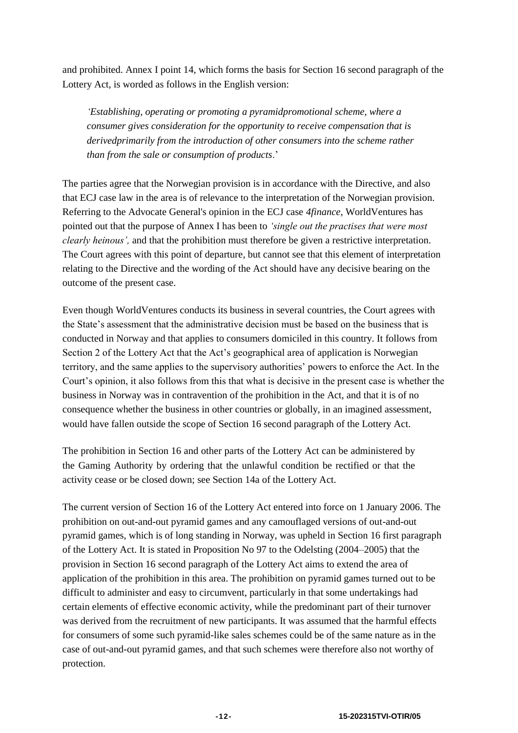and prohibited. Annex I point 14, which forms the basis for Section 16 second paragraph of the Lottery Act, is worded as follows in the English version:

> *'Establishing, operating or promoting a pyramidpromotional scheme, where a consumer gives consideration for the opportunity to receive compensation that is derivedprimarily from the introduction of other consumers into the scheme rather than from the sale or consumption of products*.'

The parties agree that the Norwegian provision is in accordance with the Directive, and also that ECJ case law in the area is of relevance to the interpretation of the Norwegian provision. Referring to the Advocate General's opinion in the ECJ case *4finance*, WorldVentures has pointed out that the purpose of Annex I has been to *'single out the practises that were most clearly heinous',* and that the prohibition must therefore be given a restrictive interpretation. The Court agrees with this point of departure, but cannot see that this element of interpretation relating to the Directive and the wording of the Act should have any decisive bearing on the outcome of the present case.

Even though WorldVentures conducts its business in several countries, the Court agrees with the State's assessment that the administrative decision must be based on the business that is conducted in Norway and that applies to consumers domiciled in this country. It follows from Section 2 of the Lottery Act that the Act's geographical area of application is Norwegian territory, and the same applies to the supervisory authorities' powers to enforce the Act. In the Court's opinion, it also follows from this that what is decisive in the present case is whether the business in Norway was in contravention of the prohibition in the Act, and that it is of no consequence whether the business in other countries or globally, in an imagined assessment, would have fallen outside the scope of Section 16 second paragraph of the Lottery Act.

The prohibition in Section 16 and other parts of the Lottery Act can be administered by the Gaming Authority by ordering that the unlawful condition be rectified or that the activity cease or be closed down; see Section 14a of the Lottery Act.

The current version of Section 16 of the Lottery Act entered into force on 1 January 2006. The prohibition on out-and-out pyramid games and any camouflaged versions of out-and-out pyramid games, which is of long standing in Norway, was upheld in Section 16 first paragraph of the Lottery Act. It is stated in Proposition No 97 to the Odelsting (2004–2005) that the provision in Section 16 second paragraph of the Lottery Act aims to extend the area of application of the prohibition in this area. The prohibition on pyramid games turned out to be difficult to administer and easy to circumvent, particularly in that some undertakings had certain elements of effective economic activity, while the predominant part of their turnover was derived from the recruitment of new participants. It was assumed that the harmful effects for consumers of some such pyramid-like sales schemes could be of the same nature as in the case of out-and-out pyramid games, and that such schemes were therefore also not worthy of protection.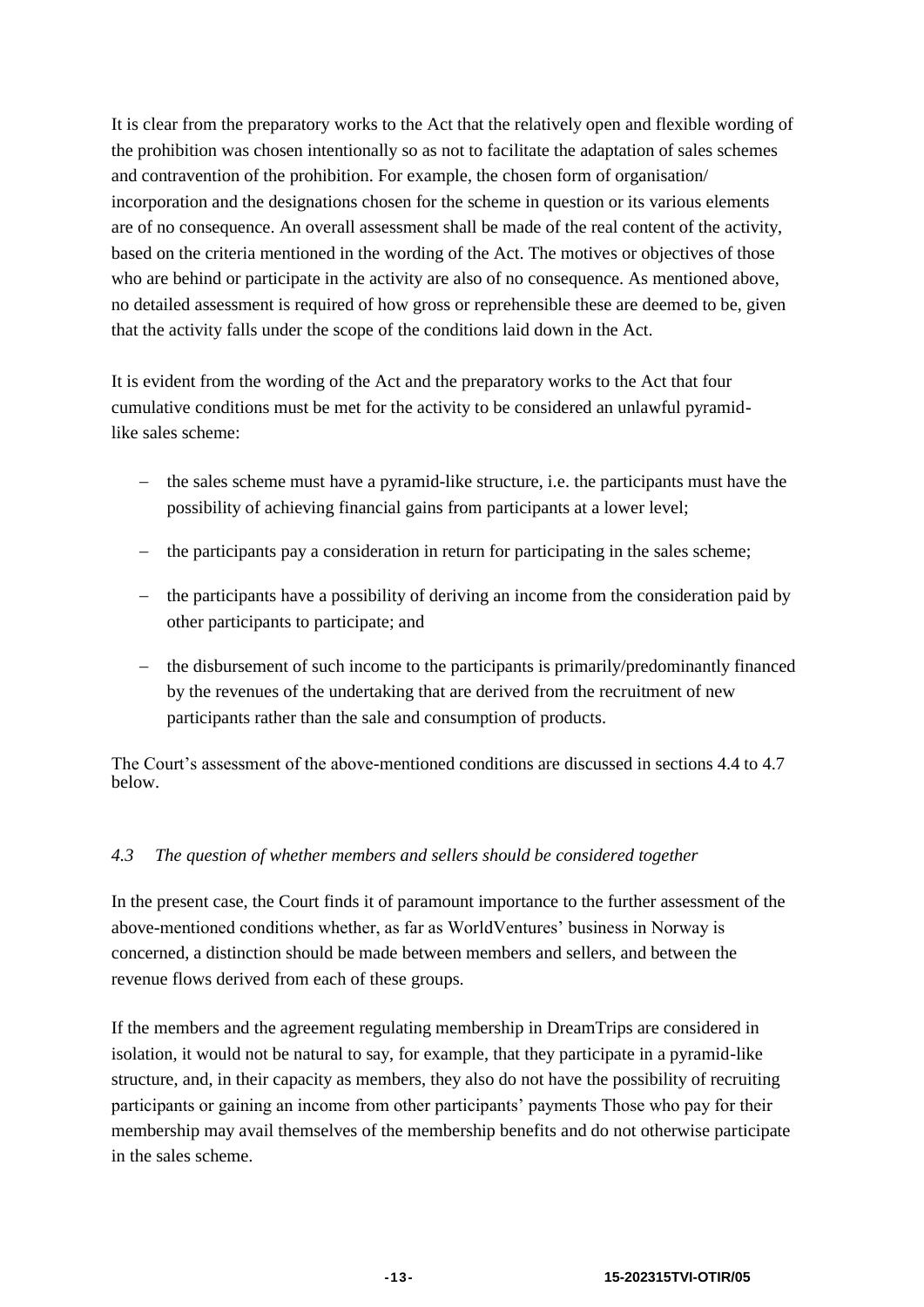It is clear from the preparatory works to the Act that the relatively open and flexible wording of the prohibition was chosen intentionally so as not to facilitate the adaptation of sales schemes and contravention of the prohibition. For example, the chosen form of organisation/ incorporation and the designations chosen for the scheme in question or its various elements are of no consequence. An overall assessment shall be made of the real content of the activity, based on the criteria mentioned in the wording of the Act. The motives or objectives of those who are behind or participate in the activity are also of no consequence. As mentioned above, no detailed assessment is required of how gross or reprehensible these are deemed to be, given that the activity falls under the scope of the conditions laid down in the Act.

It is evident from the wording of the Act and the preparatory works to the Act that four cumulative conditions must be met for the activity to be considered an unlawful pyramid-like sales scheme:

- the sales scheme must have a pyramid-like structure, i.e. the participants must have the possibility of achieving financial gains from participants at a lower level;
- the participants pay a consideration in return for participating in the sales scheme;
- the participants have a possibility of deriving an income from the consideration paid by other participants to participate; and
- the disbursement of such income to the participants is primarily/predominantly financed by the revenues of the undertaking that are derived from the recruitment of new participants rather than the sale and consumption of products.

The Court's assessment of the above-mentioned conditions are discussed in sections 4.4 to 4.7 below.

### *4.3 The question of whether members and sellers should be considered together*

In the present case, the Court finds it of paramount importance to the further assessment of the above-mentioned conditions whether, as far as WorldVentures' business in Norway is concerned, a distinction should be made between members and sellers, and between the revenue flows derived from each of these groups.

If the members and the agreement regulating membership in DreamTrips are considered in isolation, it would not be natural to say, for example, that they participate in a pyramid-like structure, and, in their capacity as members, they also do not have the possibility of recruiting participants or gaining an income from other participants' payments Those who pay for their membership may avail themselves of the membership benefits and do not otherwise participate in the sales scheme.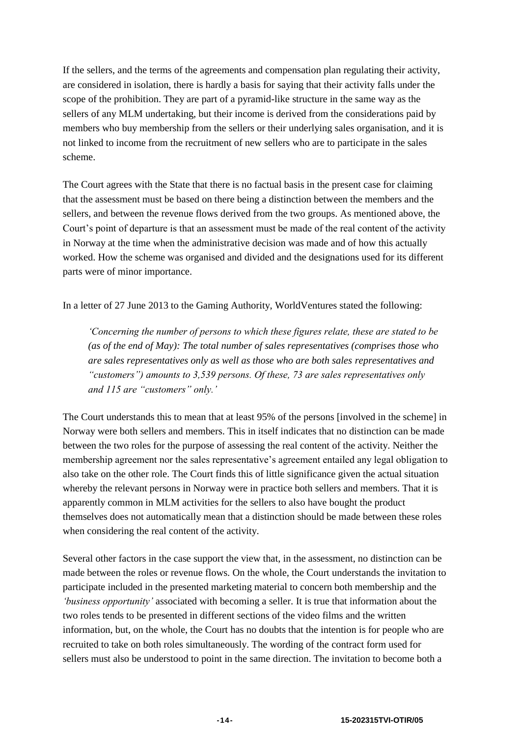If the sellers, and the terms of the agreements and compensation plan regulating their activity, are considered in isolation, there is hardly a basis for saying that their activity falls under the scope of the prohibition. They are part of a pyramid-like structure in the same way as the sellers of any MLM undertaking, but their income is derived from the considerations paid by members who buy membership from the sellers or their underlying sales organisation, and it is not linked to income from the recruitment of new sellers who are to participate in the sales scheme.

The Court agrees with the State that there is no factual basis in the present case for claiming that the assessment must be based on there being a distinction between the members and the sellers, and between the revenue flows derived from the two groups. As mentioned above, the Court's point of departure is that an assessment must be made of the real content of the activity in Norway at the time when the administrative decision was made and of how this actually worked. How the scheme was organised and divided and the designations used for its different parts were of minor importance.

In a letter of 27 June 2013 to the Gaming Authority, WorldVentures stated the following:

> *'Concerning the number of persons to which these figures relate, these are stated to be (as of the end of May): The total number of sales representatives (comprises those who are sales representatives only as well as those who are both sales representatives and "customers") amounts to 3,539 persons. Of these, 73 are sales representatives only and 115 are "customers" only.'*

The Court understands this to mean that at least 95% of the persons [involved in the scheme] in Norway were both sellers and members. This in itself indicates that no distinction can be made between the two roles for the purpose of assessing the real content of the activity. Neither the membership agreement nor the sales representative's agreement entailed any legal obligation to also take on the other role. The Court finds this of little significance given the actual situation whereby the relevant persons in Norway were in practice both sellers and members. That it is apparently common in MLM activities for the sellers to also have bought the product themselves does not automatically mean that a distinction should be made between these roles when considering the real content of the activity.

Several other factors in the case support the view that, in the assessment, no distinction can be made between the roles or revenue flows. On the whole, the Court understands the invitation to participate included in the presented marketing material to concern both membership and the *'business opportunity'* associated with becoming a seller. It is true that information about the two roles tends to be presented in different sections of the video films and the written information, but, on the whole, the Court has no doubts that the intention is for people who are recruited to take on both roles simultaneously. The wording of the contract form used for sellers must also be understood to point in the same direction. The invitation to become both a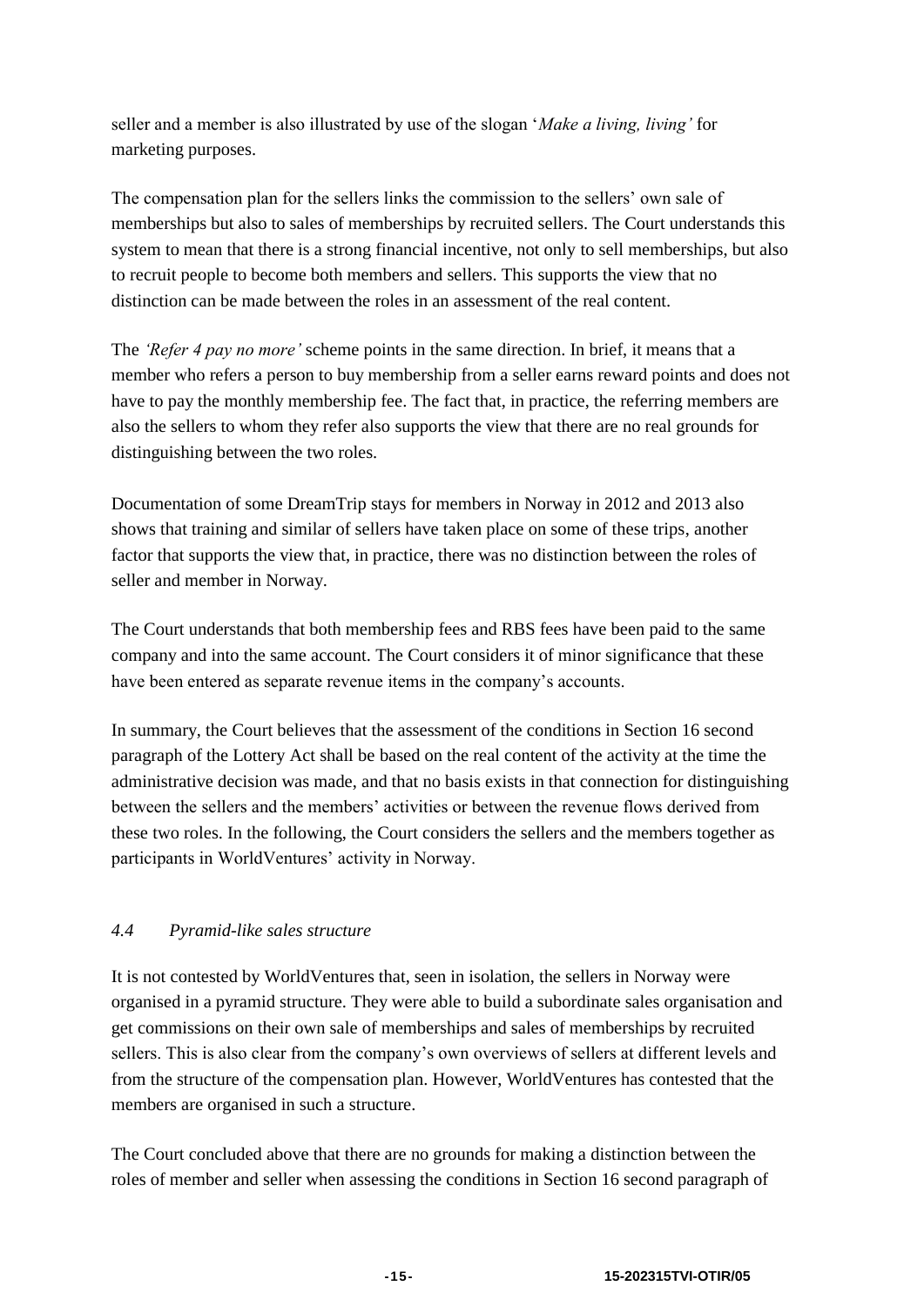seller and a member is also illustrated by use of the slogan '*Make a living, living'* for marketing purposes.

The compensation plan for the sellers links the commission to the sellers' own sale of memberships but also to sales of memberships by recruited sellers. The Court understands this system to mean that there is a strong financial incentive, not only to sell memberships, but also to recruit people to become both members and sellers. This supports the view that no distinction can be made between the roles in an assessment of the real content.

The *'Refer 4 pay no more'* scheme points in the same direction. In brief, it means that a member who refers a person to buy membership from a seller earns reward points and does not have to pay the monthly membership fee. The fact that, in practice, the referring members are also the sellers to whom they refer also supports the view that there are no real grounds for distinguishing between the two roles.

Documentation of some DreamTrip stays for members in Norway in 2012 and 2013 also shows that training and similar of sellers have taken place on some of these trips, another factor that supports the view that, in practice, there was no distinction between the roles of seller and member in Norway.

The Court understands that both membership fees and RBS fees have been paid to the same company and into the same account. The Court considers it of minor significance that these have been entered as separate revenue items in the company's accounts.

In summary, the Court believes that the assessment of the conditions in Section 16 second paragraph of the Lottery Act shall be based on the real content of the activity at the time the administrative decision was made, and that no basis exists in that connection for distinguishing between the sellers and the members' activities or between the revenue flows derived from these two roles. In the following, the Court considers the sellers and the members together as participants in WorldVentures' activity in Norway.

### *4.4 Pyramid-like sales structure*

It is not contested by WorldVentures that, seen in isolation, the sellers in Norway were organised in a pyramid structure. They were able to build a subordinate sales organisation and get commissions on their own sale of memberships and sales of memberships by recruited sellers. This is also clear from the company's own overviews of sellers at different levels and from the structure of the compensation plan. However, WorldVentures has contested that the members are organised in such a structure.

The Court concluded above that there are no grounds for making a distinction between the roles of member and seller when assessing the conditions in Section 16 second paragraph of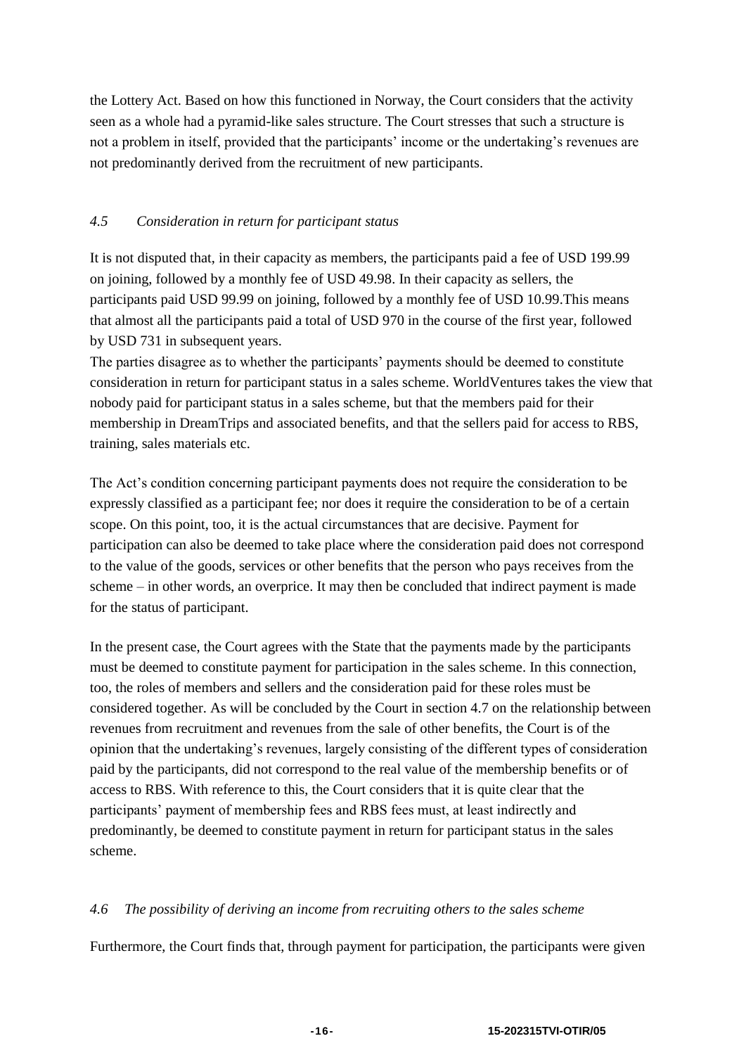the Lottery Act. Based on how this functioned in Norway, the Court considers that the activity seen as a whole had a pyramid-like sales structure. The Court stresses that such a structure is not a problem in itself, provided that the participants' income or the undertaking's revenues are not predominantly derived from the recruitment of new participants.

### *4.5 Consideration in return for participant status*

It is not disputed that, in their capacity as members, the participants paid a fee of USD 199.99 on joining, followed by a monthly fee of USD 49.98. In their capacity as sellers, the participants paid USD 99.99 on joining, followed by a monthly fee of USD 10.99.This means that almost all the participants paid a total of USD 970 in the course of the first year, followed by USD 731 in subsequent years.

The parties disagree as to whether the participants' payments should be deemed to constitute consideration in return for participant status in a sales scheme. WorldVentures takes the view that nobody paid for participant status in a sales scheme, but that the members paid for their membership in DreamTrips and associated benefits, and that the sellers paid for access to RBS, training, sales materials etc.

The Act's condition concerning participant payments does not require the consideration to be expressly classified as a participant fee; nor does it require the consideration to be of a certain scope. On this point, too, it is the actual circumstances that are decisive. Payment for participation can also be deemed to take place where the consideration paid does not correspond to the value of the goods, services or other benefits that the person who pays receives from the scheme – in other words, an overprice. It may then be concluded that indirect payment is made for the status of participant.

In the present case, the Court agrees with the State that the payments made by the participants must be deemed to constitute payment for participation in the sales scheme. In this connection, too, the roles of members and sellers and the consideration paid for these roles must be considered together. As will be concluded by the Court in section 4.7 on the relationship between revenues from recruitment and revenues from the sale of other benefits, the Court is of the opinion that the undertaking's revenues, largely consisting of the different types of consideration paid by the participants, did not correspond to the real value of the membership benefits or of access to RBS. With reference to this, the Court considers that it is quite clear that the participants' payment of membership fees and RBS fees must, at least indirectly and predominantly, be deemed to constitute payment in return for participant status in the sales scheme.

### *4.6 The possibility of deriving an income from recruiting others to the sales scheme*

Furthermore, the Court finds that, through payment for participation, the participants were given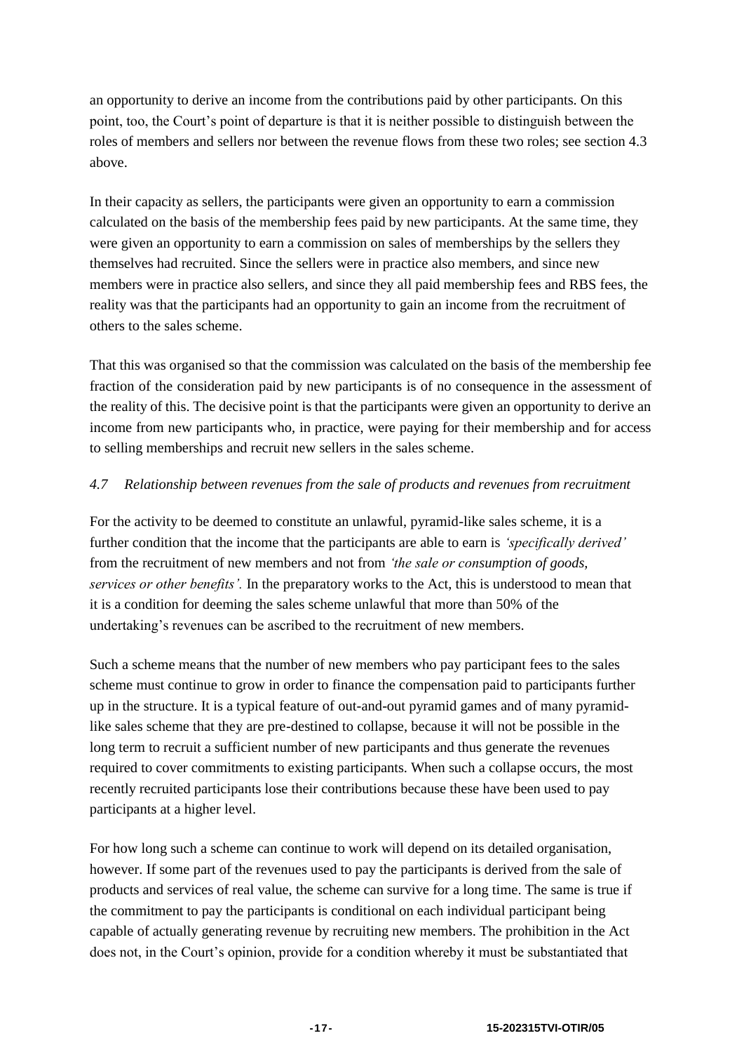an opportunity to derive an income from the contributions paid by other participants. On this point, too, the Court's point of departure is that it is neither possible to distinguish between the roles of members and sellers nor between the revenue flows from these two roles; see section 4.3 above.

In their capacity as sellers, the participants were given an opportunity to earn a commission calculated on the basis of the membership fees paid by new participants. At the same time, they were given an opportunity to earn a commission on sales of memberships by the sellers they themselves had recruited. Since the sellers were in practice also members, and since new members were in practice also sellers, and since they all paid membership fees and RBS fees, the reality was that the participants had an opportunity to gain an income from the recruitment of others to the sales scheme.

That this was organised so that the commission was calculated on the basis of the membership fee fraction of the consideration paid by new participants is of no consequence in the assessment of the reality of this. The decisive point is that the participants were given an opportunity to derive an income from new participants who, in practice, were paying for their membership and for access to selling memberships and recruit new sellers in the sales scheme.

### *4.7 Relationship between revenues from the sale of products and revenues from recruitment*

For the activity to be deemed to constitute an unlawful, pyramid-like sales scheme, it is a further condition that the income that the participants are able to earn is *'specifically derived'* from the recruitment of new members and not from *'the sale or consumption of goods, services or other benefits'.* In the preparatory works to the Act, this is understood to mean that it is a condition for deeming the sales scheme unlawful that more than 50% of the undertaking's revenues can be ascribed to the recruitment of new members.

Such a scheme means that the number of new members who pay participant fees to the sales scheme must continue to grow in order to finance the compensation paid to participants further up in the structure. It is a typical feature of out-and-out pyramid games and of many pyramid-like sales scheme that they are pre-destined to collapse, because it will not be possible in the long term to recruit a sufficient number of new participants and thus generate the revenues required to cover commitments to existing participants. When such a collapse occurs, the most recently recruited participants lose their contributions because these have been used to pay participants at a higher level.

For how long such a scheme can continue to work will depend on its detailed organisation, however. If some part of the revenues used to pay the participants is derived from the sale of products and services of real value, the scheme can survive for a long time. The same is true if the commitment to pay the participants is conditional on each individual participant being capable of actually generating revenue by recruiting new members. The prohibition in the Act does not, in the Court's opinion, provide for a condition whereby it must be substantiated that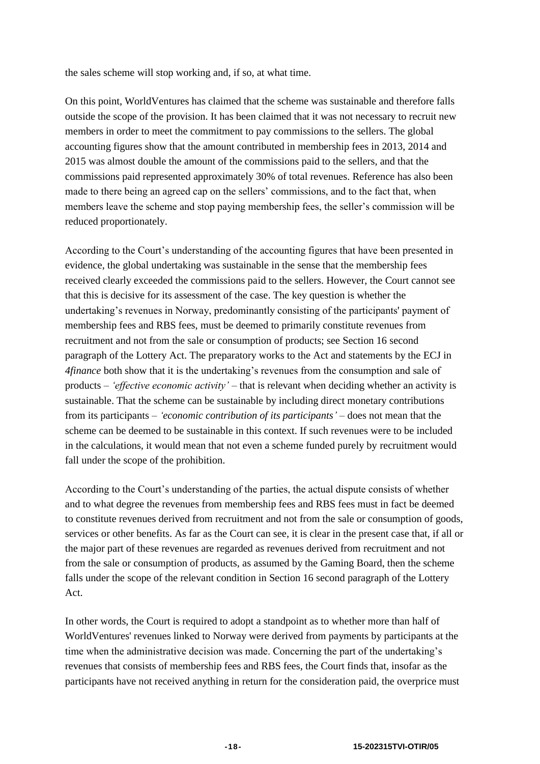the sales scheme will stop working and, if so, at what time.

On this point, WorldVentures has claimed that the scheme was sustainable and therefore falls outside the scope of the provision. It has been claimed that it was not necessary to recruit new members in order to meet the commitment to pay commissions to the sellers. The global accounting figures show that the amount contributed in membership fees in 2013, 2014 and 2015 was almost double the amount of the commissions paid to the sellers, and that the commissions paid represented approximately 30% of total revenues. Reference has also been made to there being an agreed cap on the sellers' commissions, and to the fact that, when members leave the scheme and stop paying membership fees, the seller's commission will be reduced proportionately.

According to the Court's understanding of the accounting figures that have been presented in evidence, the global undertaking was sustainable in the sense that the membership fees received clearly exceeded the commissions paid to the sellers. However, the Court cannot see that this is decisive for its assessment of the case. The key question is whether the undertaking's revenues in Norway, predominantly consisting of the participants' payment of membership fees and RBS fees, must be deemed to primarily constitute revenues from recruitment and not from the sale or consumption of products; see Section 16 second paragraph of the Lottery Act. The preparatory works to the Act and statements by the ECJ in *4finance* both show that it is the undertaking's revenues from the consumption and sale of products – *'effective economic activity'* – that is relevant when deciding whether an activity is sustainable. That the scheme can be sustainable by including direct monetary contributions from its participants – *'economic contribution of its participants'* – does not mean that the scheme can be deemed to be sustainable in this context. If such revenues were to be included in the calculations, it would mean that not even a scheme funded purely by recruitment would fall under the scope of the prohibition.

According to the Court's understanding of the parties, the actual dispute consists of whether and to what degree the revenues from membership fees and RBS fees must in fact be deemed to constitute revenues derived from recruitment and not from the sale or consumption of goods, services or other benefits. As far as the Court can see, it is clear in the present case that, if all or the major part of these revenues are regarded as revenues derived from recruitment and not from the sale or consumption of products, as assumed by the Gaming Board, then the scheme falls under the scope of the relevant condition in Section 16 second paragraph of the Lottery Act.

In other words, the Court is required to adopt a standpoint as to whether more than half of WorldVentures' revenues linked to Norway were derived from payments by participants at the time when the administrative decision was made. Concerning the part of the undertaking's revenues that consists of membership fees and RBS fees, the Court finds that, insofar as the participants have not received anything in return for the consideration paid, the overprice must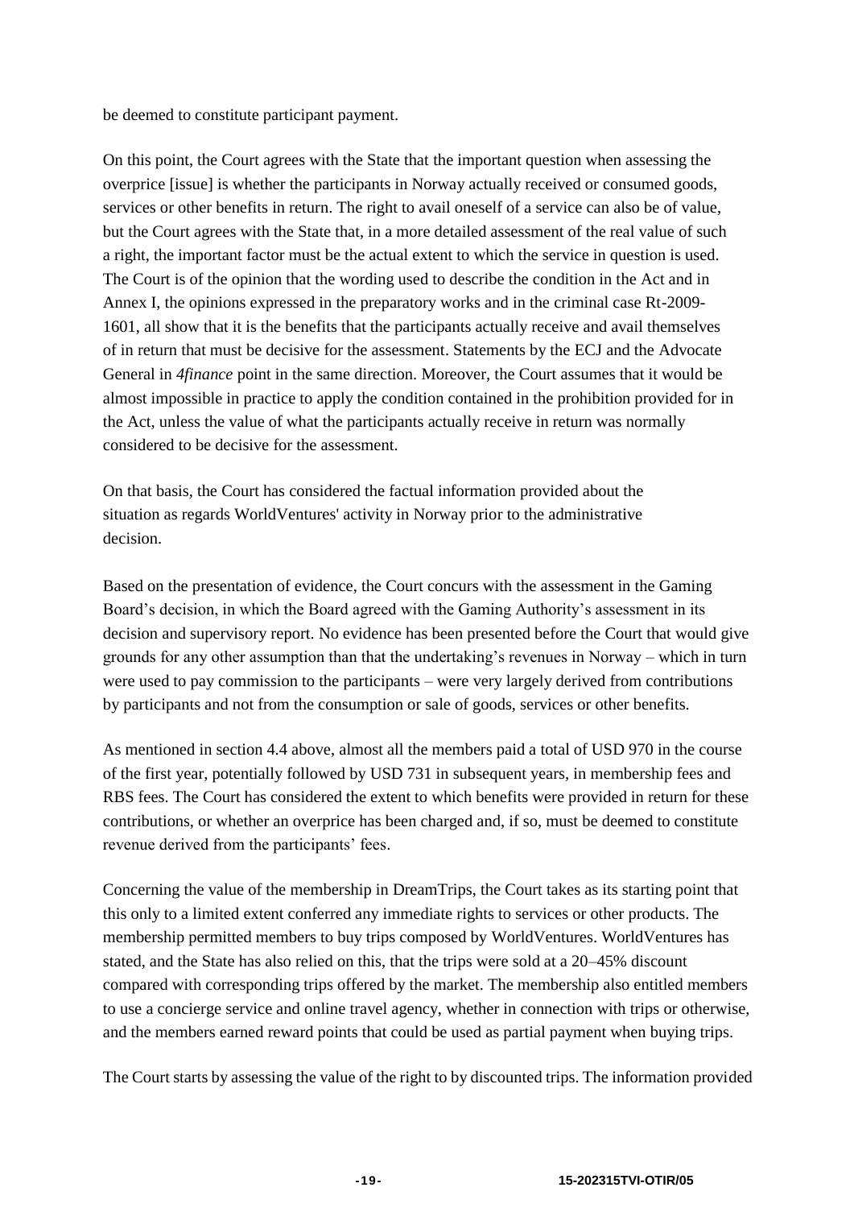be deemed to constitute participant payment.

On this point, the Court agrees with the State that the important question when assessing the overprice [issue] is whether the participants in Norway actually received or consumed goods, services or other benefits in return. The right to avail oneself of a service can also be of value, but the Court agrees with the State that, in a more detailed assessment of the real value of such a right, the important factor must be the actual extent to which the service in question is used. The Court is of the opinion that the wording used to describe the condition in the Act and in Annex I, the opinions expressed in the preparatory works and in the criminal case Rt-2009-1601, all show that it is the benefits that the participants actually receive and avail themselves of in return that must be decisive for the assessment. Statements by the ECJ and the Advocate General in *4finance* point in the same direction. Moreover, the Court assumes that it would be almost impossible in practice to apply the condition contained in the prohibition provided for in the Act, unless the value of what the participants actually receive in return was normally considered to be decisive for the assessment.

On that basis, the Court has considered the factual information provided about the situation as regards WorldVentures' activity in Norway prior to the administrative decision.

Based on the presentation of evidence, the Court concurs with the assessment in the Gaming Board's decision, in which the Board agreed with the Gaming Authority's assessment in its decision and supervisory report. No evidence has been presented before the Court that would give grounds for any other assumption than that the undertaking's revenues in Norway – which in turn were used to pay commission to the participants – were very largely derived from contributions by participants and not from the consumption or sale of goods, services or other benefits.

As mentioned in section 4.4 above, almost all the members paid a total of USD 970 in the course of the first year, potentially followed by USD 731 in subsequent years, in membership fees and RBS fees. The Court has considered the extent to which benefits were provided in return for these contributions, or whether an overprice has been charged and, if so, must be deemed to constitute revenue derived from the participants' fees.

Concerning the value of the membership in DreamTrips, the Court takes as its starting point that this only to a limited extent conferred any immediate rights to services or other products. The membership permitted members to buy trips composed by WorldVentures. WorldVentures has stated, and the State has also relied on this, that the trips were sold at a 20–45% discount compared with corresponding trips offered by the market. The membership also entitled members to use a concierge service and online travel agency, whether in connection with trips or otherwise, and the members earned reward points that could be used as partial payment when buying trips.

The Court starts by assessing the value of the right to by discounted trips. The information provided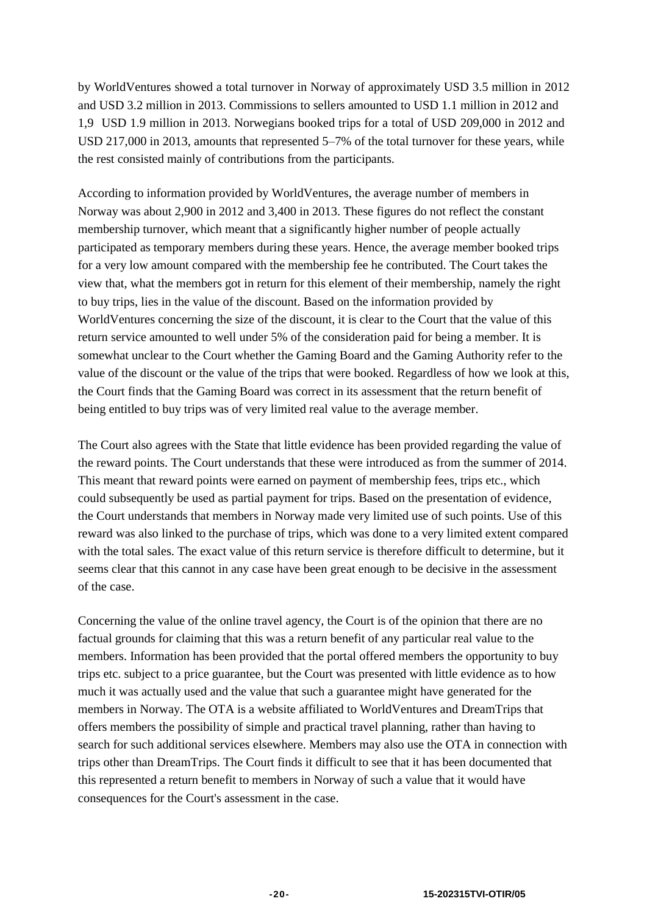by WorldVentures showed a total turnover in Norway of approximately USD 3.5 million in 2012 and USD 3.2 million in 2013. Commissions to sellers amounted to USD 1.1 million in 2012 and 1,9 USD 1.9 million in 2013. Norwegians booked trips for a total of USD 209,000 in 2012 and USD 217,000 in 2013, amounts that represented 5–7% of the total turnover for these years, while the rest consisted mainly of contributions from the participants.

According to information provided by WorldVentures, the average number of members in Norway was about 2,900 in 2012 and 3,400 in 2013. These figures do not reflect the constant membership turnover, which meant that a significantly higher number of people actually participated as temporary members during these years. Hence, the average member booked trips for a very low amount compared with the membership fee he contributed. The Court takes the view that, what the members got in return for this element of their membership, namely the right to buy trips, lies in the value of the discount. Based on the information provided by WorldVentures concerning the size of the discount, it is clear to the Court that the value of this return service amounted to well under 5% of the consideration paid for being a member. It is somewhat unclear to the Court whether the Gaming Board and the Gaming Authority refer to the value of the discount or the value of the trips that were booked. Regardless of how we look at this, the Court finds that the Gaming Board was correct in its assessment that the return benefit of being entitled to buy trips was of very limited real value to the average member.

The Court also agrees with the State that little evidence has been provided regarding the value of the reward points. The Court understands that these were introduced as from the summer of 2014. This meant that reward points were earned on payment of membership fees, trips etc., which could subsequently be used as partial payment for trips. Based on the presentation of evidence, the Court understands that members in Norway made very limited use of such points. Use of this reward was also linked to the purchase of trips, which was done to a very limited extent compared with the total sales. The exact value of this return service is therefore difficult to determine, but it seems clear that this cannot in any case have been great enough to be decisive in the assessment of the case.

Concerning the value of the online travel agency, the Court is of the opinion that there are no factual grounds for claiming that this was a return benefit of any particular real value to the members. Information has been provided that the portal offered members the opportunity to buy trips etc. subject to a price guarantee, but the Court was presented with little evidence as to how much it was actually used and the value that such a guarantee might have generated for the members in Norway. The OTA is a website affiliated to WorldVentures and DreamTrips that offers members the possibility of simple and practical travel planning, rather than having to search for such additional services elsewhere. Members may also use the OTA in connection with trips other than DreamTrips. The Court finds it difficult to see that it has been documented that this represented a return benefit to members in Norway of such a value that it would have consequences for the Court's assessment in the case.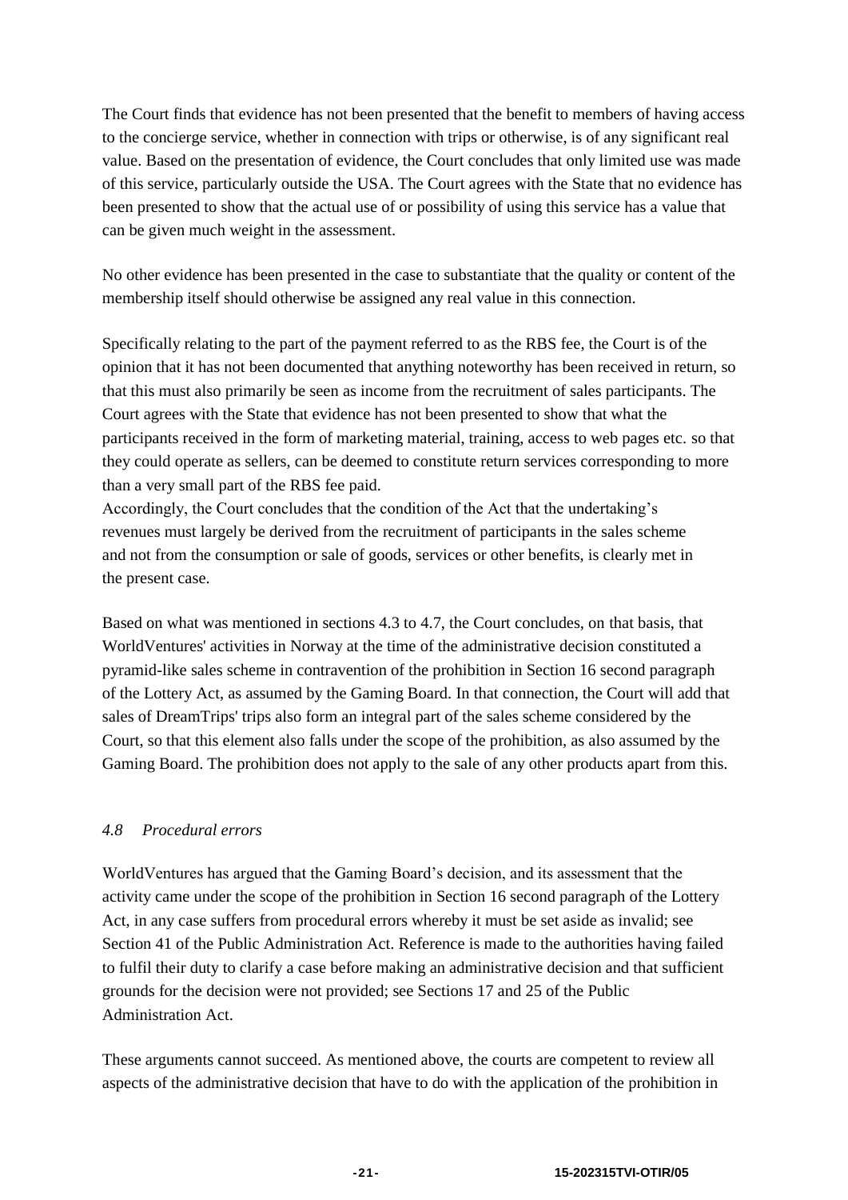The Court finds that evidence has not been presented that the benefit to members of having access to the concierge service, whether in connection with trips or otherwise, is of any significant real value. Based on the presentation of evidence, the Court concludes that only limited use was made of this service, particularly outside the USA. The Court agrees with the State that no evidence has been presented to show that the actual use of or possibility of using this service has a value that can be given much weight in the assessment.

No other evidence has been presented in the case to substantiate that the quality or content of the membership itself should otherwise be assigned any real value in this connection.

Specifically relating to the part of the payment referred to as the RBS fee, the Court is of the opinion that it has not been documented that anything noteworthy has been received in return, so that this must also primarily be seen as income from the recruitment of sales participants. The Court agrees with the State that evidence has not been presented to show that what the participants received in the form of marketing material, training, access to web pages etc. so that they could operate as sellers, can be deemed to constitute return services corresponding to more than a very small part of the RBS fee paid.
Accordingly, the Court concludes that the condition of the Act that the undertaking's revenues must largely be derived from the recruitment of participants in the sales scheme and not from the consumption or sale of goods, services or other benefits, is clearly met in the present case.

Based on what was mentioned in sections 4.3 to 4.7, the Court concludes, on that basis, that WorldVentures' activities in Norway at the time of the administrative decision constituted a pyramid-like sales scheme in contravention of the prohibition in Section 16 second paragraph of the Lottery Act, as assumed by the Gaming Board. In that connection, the Court will add that sales of DreamTrips' trips also form an integral part of the sales scheme considered by the Court, so that this element also falls under the scope of the prohibition, as also assumed by the Gaming Board. The prohibition does not apply to the sale of any other products apart from this.

### *4.8 Procedural errors*

WorldVentures has argued that the Gaming Board's decision, and its assessment that the activity came under the scope of the prohibition in Section 16 second paragraph of the Lottery Act, in any case suffers from procedural errors whereby it must be set aside as invalid; see Section 41 of the Public Administration Act. Reference is made to the authorities having failed to fulfil their duty to clarify a case before making an administrative decision and that sufficient grounds for the decision were not provided; see Sections 17 and 25 of the Public Administration Act.

These arguments cannot succeed. As mentioned above, the courts are competent to review all aspects of the administrative decision that have to do with the application of the prohibition in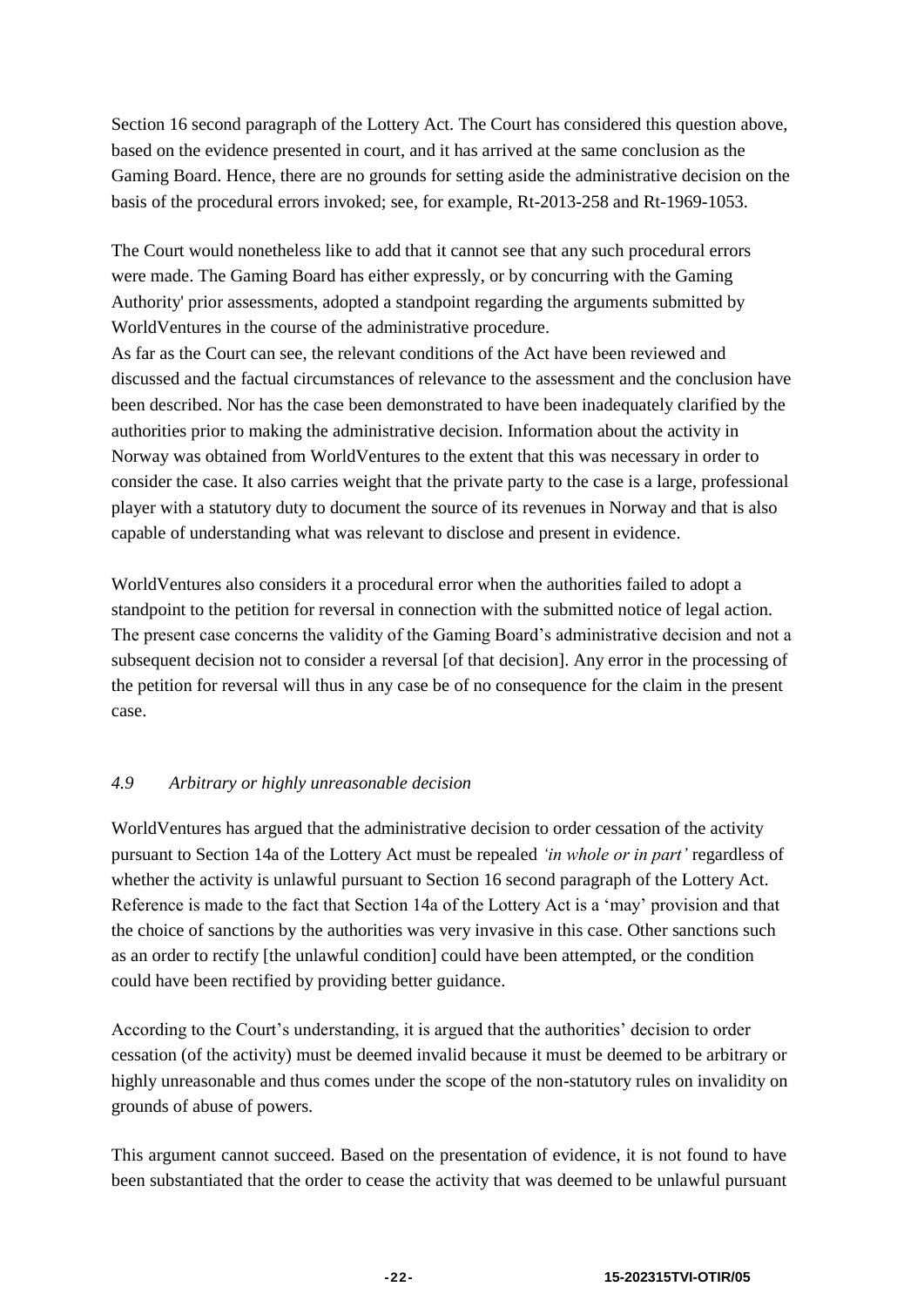Section 16 second paragraph of the Lottery Act. The Court has considered this question above, based on the evidence presented in court, and it has arrived at the same conclusion as the Gaming Board. Hence, there are no grounds for setting aside the administrative decision on the basis of the procedural errors invoked; see, for example, Rt-2013-258 and Rt-1969-1053.

The Court would nonetheless like to add that it cannot see that any such procedural errors were made. The Gaming Board has either expressly, or by concurring with the Gaming Authority' prior assessments, adopted a standpoint regarding the arguments submitted by WorldVentures in the course of the administrative procedure.
As far as the Court can see, the relevant conditions of the Act have been reviewed and discussed and the factual circumstances of relevance to the assessment and the conclusion have been described. Nor has the case been demonstrated to have been inadequately clarified by the authorities prior to making the administrative decision. Information about the activity in Norway was obtained from WorldVentures to the extent that this was necessary in order to consider the case. It also carries weight that the private party to the case is a large, professional player with a statutory duty to document the source of its revenues in Norway and that is also capable of understanding what was relevant to disclose and present in evidence.

WorldVentures also considers it a procedural error when the authorities failed to adopt a standpoint to the petition for reversal in connection with the submitted notice of legal action. The present case concerns the validity of the Gaming Board's administrative decision and not a subsequent decision not to consider a reversal [of that decision]. Any error in the processing of the petition for reversal will thus in any case be of no consequence for the claim in the present case.

### *4.9 Arbitrary or highly unreasonable decision*

WorldVentures has argued that the administrative decision to order cessation of the activity pursuant to Section 14a of the Lottery Act must be repealed *'in whole or in part'* regardless of whether the activity is unlawful pursuant to Section 16 second paragraph of the Lottery Act. Reference is made to the fact that Section 14a of the Lottery Act is a 'may' provision and that the choice of sanctions by the authorities was very invasive in this case. Other sanctions such as an order to rectify [the unlawful condition] could have been attempted, or the condition could have been rectified by providing better guidance.

According to the Court's understanding, it is argued that the authorities' decision to order cessation (of the activity) must be deemed invalid because it must be deemed to be arbitrary or highly unreasonable and thus comes under the scope of the non-statutory rules on invalidity on grounds of abuse of powers.

This argument cannot succeed. Based on the presentation of evidence, it is not found to have been substantiated that the order to cease the activity that was deemed to be unlawful pursuant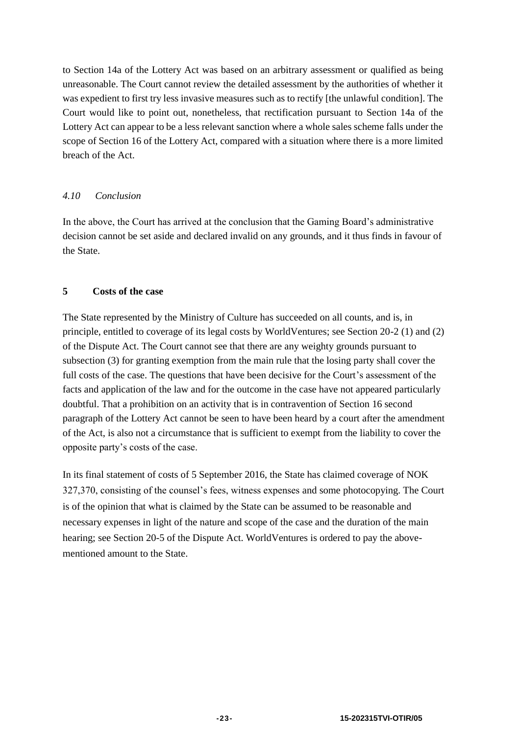to Section 14a of the Lottery Act was based on an arbitrary assessment or qualified as being unreasonable. The Court cannot review the detailed assessment by the authorities of whether it was expedient to first try less invasive measures such as to rectify [the unlawful condition]. The Court would like to point out, nonetheless, that rectification pursuant to Section 14a of the Lottery Act can appear to be a less relevant sanction where a whole sales scheme falls under the scope of Section 16 of the Lottery Act, compared with a situation where there is a more limited breach of the Act.

### *4.10 Conclusion*

In the above, the Court has arrived at the conclusion that the Gaming Board's administrative decision cannot be set aside and declared invalid on any grounds, and it thus finds in favour of the State.

## **5 Costs of the case**

The State represented by the Ministry of Culture has succeeded on all counts, and is, in principle, entitled to coverage of its legal costs by WorldVentures; see Section 20-2 (1) and (2) of the Dispute Act. The Court cannot see that there are any weighty grounds pursuant to subsection (3) for granting exemption from the main rule that the losing party shall cover the full costs of the case. The questions that have been decisive for the Court's assessment of the facts and application of the law and for the outcome in the case have not appeared particularly doubtful. That a prohibition on an activity that is in contravention of Section 16 second paragraph of the Lottery Act cannot be seen to have been heard by a court after the amendment of the Act, is also not a circumstance that is sufficient to exempt from the liability to cover the opposite party's costs of the case.

In its final statement of costs of 5 September 2016, the State has claimed coverage of NOK 327,370, consisting of the counsel's fees, witness expenses and some photocopying. The Court is of the opinion that what is claimed by the State can be assumed to be reasonable and necessary expenses in light of the nature and scope of the case and the duration of the main hearing; see Section 20-5 of the Dispute Act. WorldVentures is ordered to pay the above-mentioned amount to the State.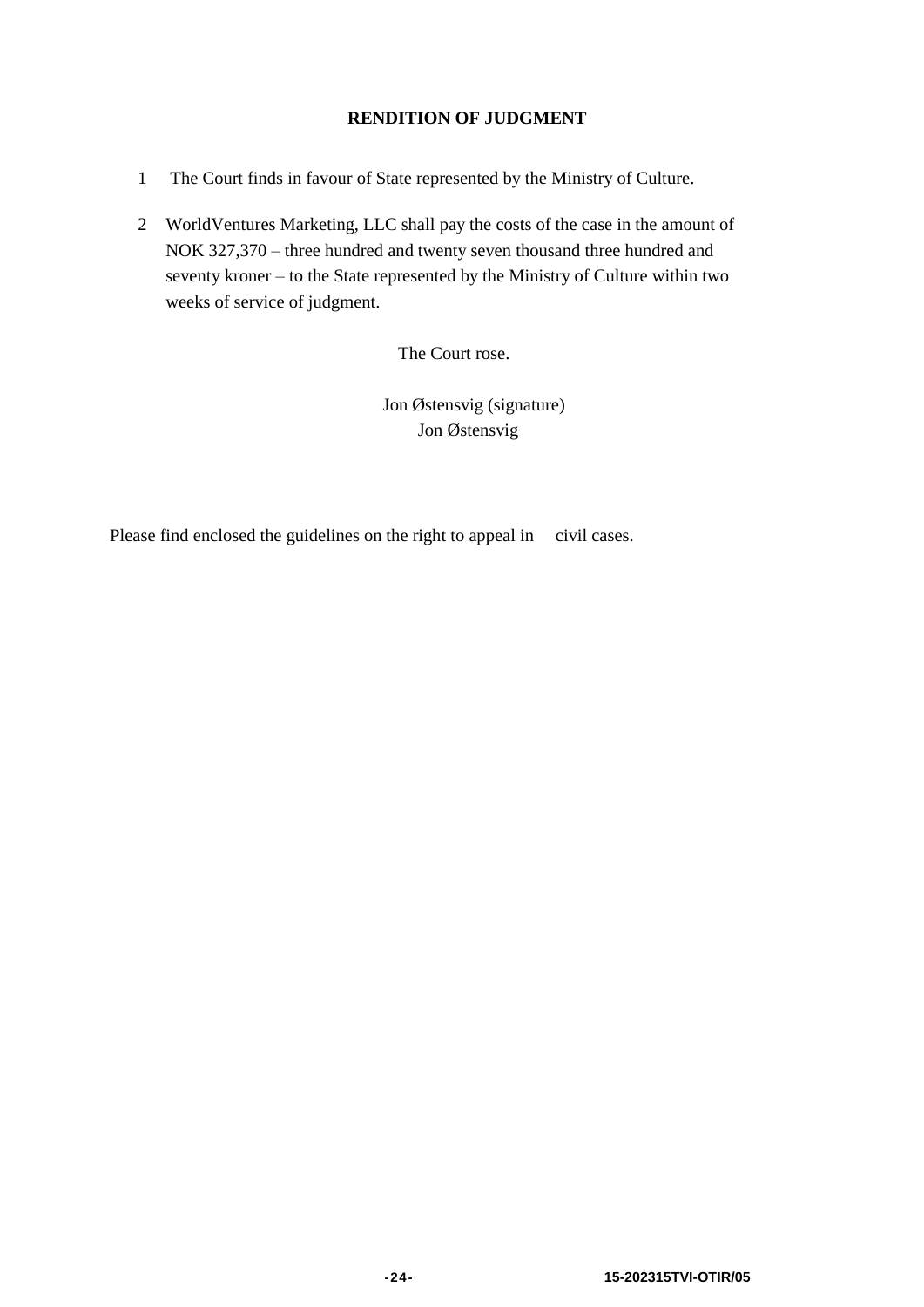**RENDITION OF JUDGMENT**

1. The Court finds in favour of State represented by the Ministry of Culture.

2. WorldVentures Marketing, LLC shall pay the costs of the case in the amount of NOK 327,370 – three hundred and twenty seven thousand three hundred and seventy kroner – to the State represented by the Ministry of Culture within two weeks of service of judgment.

The Court rose.

Jon Østensvig (signature)
Jon Østensvig

Please find enclosed the guidelines on the right to appeal in civil cases.